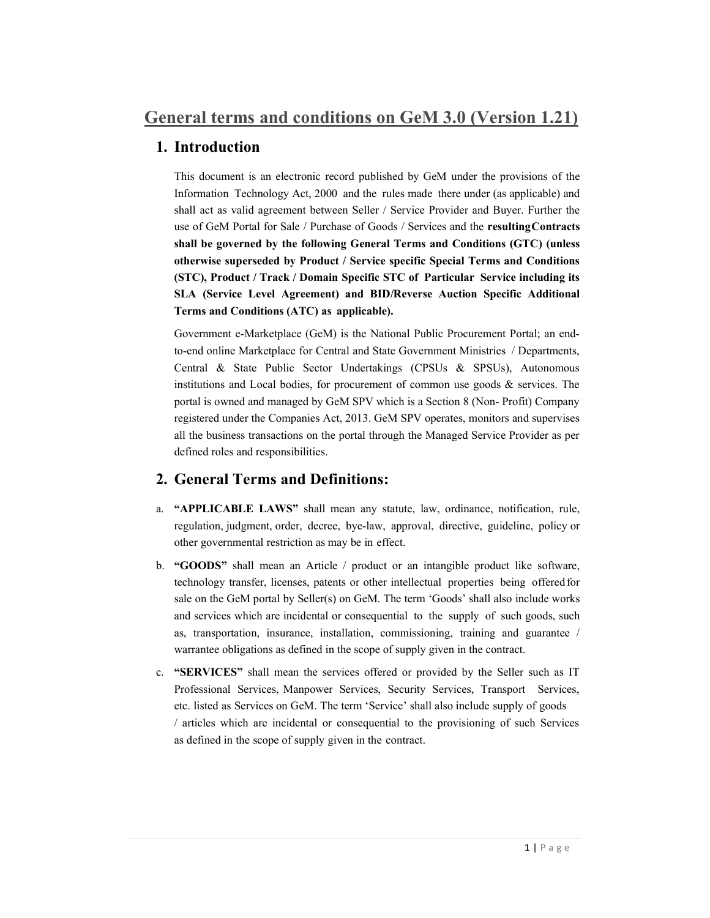# General terms and conditions on GeM 3.0 (Version 1.21)

## 1. Introduction

This document is an electronic record published by GeM under the provisions of the Information Technology Act, 2000 and the rules made there under (as applicable) and shall act as valid agreement between Seller / Service Provider and Buyer. Further the use of GeM Portal for Sale / Purchase of Goods / Services and the **resultingContracts shall be governed by the following General Terms and Conditions (GTC) (unless otherwise superseded by Product / Service specific Special Terms and Conditions (STC), Product / Track / Domain Specific STC of Particular Service including its SLA (Service Level Agreement) and BID/Reverse Auction Specific Additional Terms and Conditions (ATC) as applicable).**

Government e-Marketplace (GeM) is the National Public Procurement Portal; an end-to-end online Marketplace for Central and State Government Ministries / Departments, Central & State Public Sector Undertakings (CPSUs & SPSUs), Autonomous institutions and Local bodies, for procurement of common use goods & services. The portal is owned and managed by GeM SPV which is a Section 8 (Non- Profit) Company registered under the Companies Act, 2013. GeM SPV operates, monitors and supervises all the business transactions on the portal through the Managed Service Provider as per defined roles and responsibilities.

## 2. General Terms and Definitions:

a. **"APPLICABLE LAWS"** shall mean any statute, law, ordinance, notification, rule, regulation, judgment, order, decree, bye-law, approval, directive, guideline, policy or other governmental restriction as may be in effect.

b. **"GOODS"** shall mean an Article / product or an intangible product like software, technology transfer, licenses, patents or other intellectual properties being offered for sale on the GeM portal by Seller(s) on GeM. The term 'Goods' shall also include works and services which are incidental or consequential to the supply of such goods, such as, transportation, insurance, installation, commissioning, training and guarantee / warrantee obligations as defined in the scope of supply given in the contract.

c. **"SERVICES"** shall mean the services offered or provided by the Seller such as IT Professional Services, Manpower Services, Security Services, Transport Services, etc. listed as Services on GeM. The term 'Service' shall also include supply of goods / articles which are incidental or consequential to the provisioning of such Services as defined in the scope of supply given in the contract.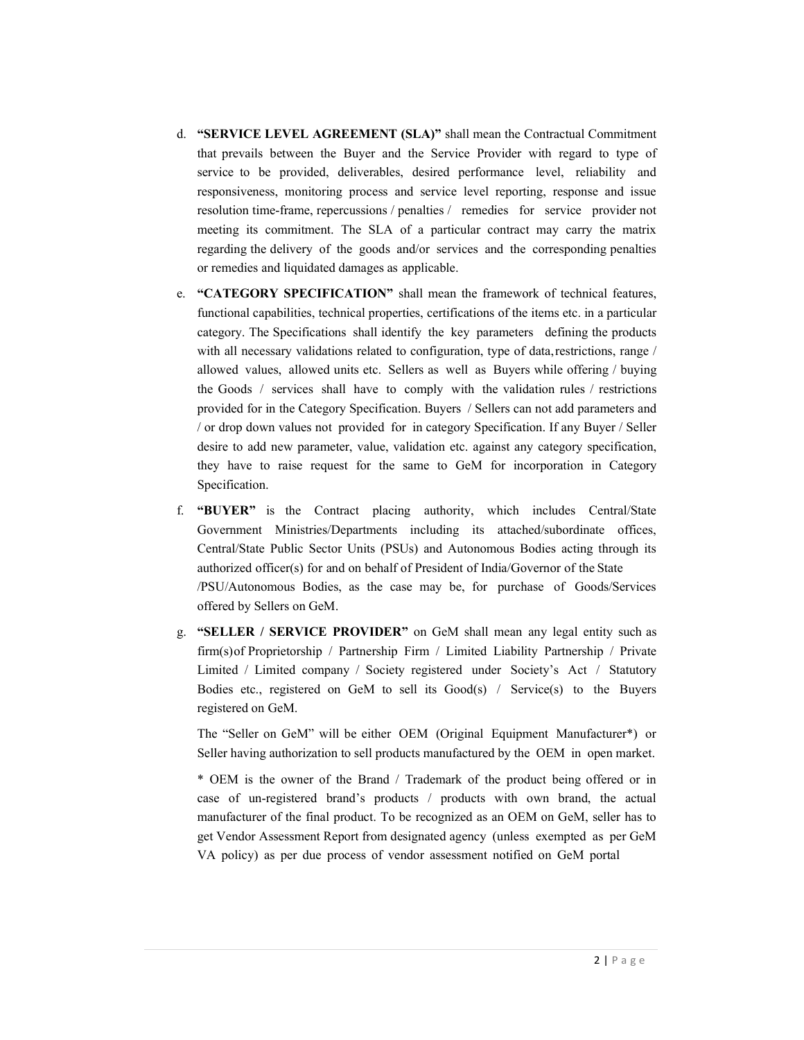d. **"SERVICE LEVEL AGREEMENT (SLA)"** shall mean the Contractual Commitment that prevails between the Buyer and the Service Provider with regard to type of service to be provided, deliverables, desired performance level, reliability and responsiveness, monitoring process and service level reporting, response and issue resolution time-frame, repercussions / penalties / remedies for service provider not meeting its commitment. The SLA of a particular contract may carry the matrix regarding the delivery of the goods and/or services and the corresponding penalties or remedies and liquidated damages as applicable.

e. **"CATEGORY SPECIFICATION"** shall mean the framework of technical features, functional capabilities, technical properties, certifications of the items etc. in a particular category. The Specifications shall identify the key parameters defining the products with all necessary validations related to configuration, type of data, restrictions, range / allowed values, allowed units etc. Sellers as well as Buyers while offering / buying the Goods / services shall have to comply with the validation rules / restrictions provided for in the Category Specification. Buyers / Sellers can not add parameters and / or drop down values not provided for in category Specification. If any Buyer / Seller desire to add new parameter, value, validation etc. against any category specification, they have to raise request for the same to GeM for incorporation in Category Specification.

f. **"BUYER"** is the Contract placing authority, which includes Central/State Government Ministries/Departments including its attached/subordinate offices, Central/State Public Sector Units (PSUs) and Autonomous Bodies acting through its authorized officer(s) for and on behalf of President of India/Governor of the State /PSU/Autonomous Bodies, as the case may be, for purchase of Goods/Services offered by Sellers on GeM.

g. **"SELLER / SERVICE PROVIDER"** on GeM shall mean any legal entity such as firm(s)of Proprietorship / Partnership Firm / Limited Liability Partnership / Private Limited / Limited company / Society registered under Society's Act / Statutory Bodies etc., registered on GeM to sell its Good(s) / Service(s) to the Buyers registered on GeM.

   The "Seller on GeM" will be either OEM (Original Equipment Manufacturer*) or Seller having authorization to sell products manufactured by the OEM in open market.

   * OEM is the owner of the Brand / Trademark of the product being offered or in case of un-registered brand's products / products with own brand, the actual manufacturer of the final product. To be recognized as an OEM on GeM, seller has to get Vendor Assessment Report from designated agency (unless exempted as per GeM VA policy) as per due process of vendor assessment notified on GeM portal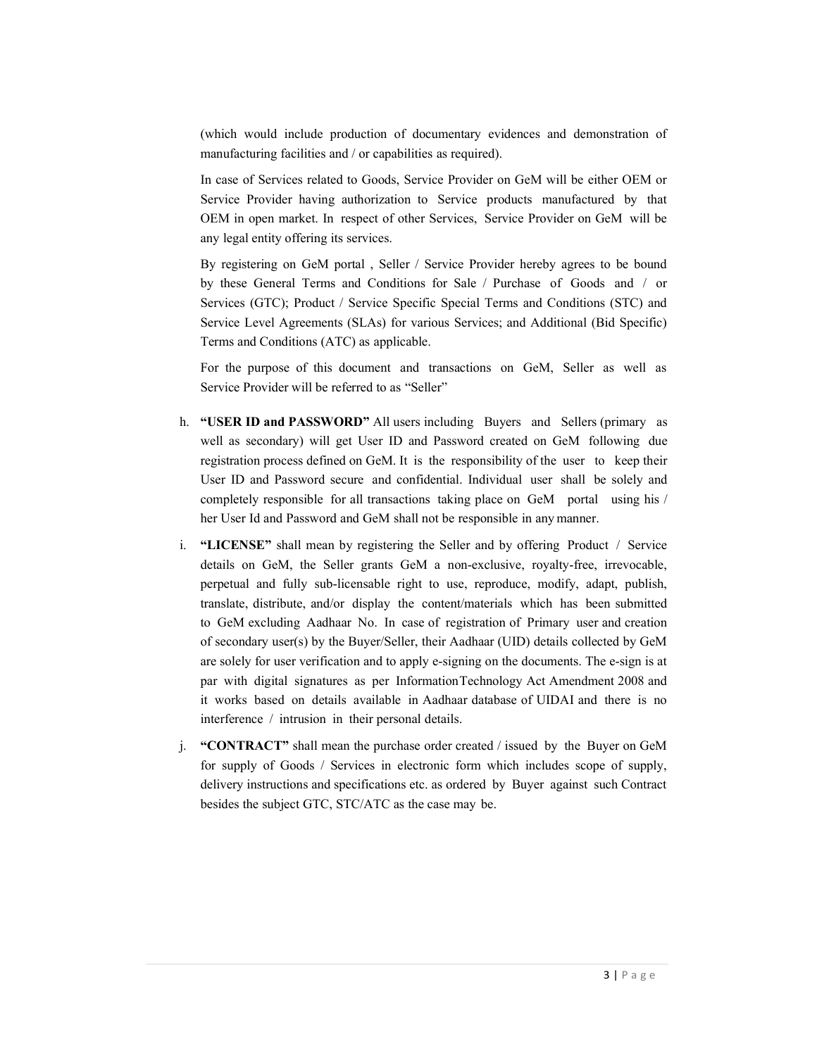(which would include production of documentary evidences and demonstration of manufacturing facilities and / or capabilities as required).

In case of Services related to Goods, Service Provider on GeM will be either OEM or Service Provider having authorization to Service products manufactured by that OEM in open market. In respect of other Services, Service Provider on GeM will be any legal entity offering its services.

By registering on GeM portal , Seller / Service Provider hereby agrees to be bound by these General Terms and Conditions for Sale / Purchase of Goods and / or Services (GTC); Product / Service Specific Special Terms and Conditions (STC) and Service Level Agreements (SLAs) for various Services; and Additional (Bid Specific) Terms and Conditions (ATC) as applicable.

For the purpose of this document and transactions on GeM, Seller as well as Service Provider will be referred to as "Seller"

h. **"USER ID and PASSWORD"** All users including Buyers and Sellers (primary as well as secondary) will get User ID and Password created on GeM following due registration process defined on GeM. It is the responsibility of the user to keep their User ID and Password secure and confidential. Individual user shall be solely and completely responsible for all transactions taking place on GeM portal using his / her User Id and Password and GeM shall not be responsible in any manner.

i. **"LICENSE"** shall mean by registering the Seller and by offering Product / Service details on GeM, the Seller grants GeM a non-exclusive, royalty-free, irrevocable, perpetual and fully sub-licensable right to use, reproduce, modify, adapt, publish, translate, distribute, and/or display the content/materials which has been submitted to GeM excluding Aadhaar No. In case of registration of Primary user and creation of secondary user(s) by the Buyer/Seller, their Aadhaar (UID) details collected by GeM are solely for user verification and to apply e-signing on the documents. The e-sign is at par with digital signatures as per InformationTechnology Act Amendment 2008 and it works based on details available in Aadhaar database of UIDAI and there is no interference / intrusion in their personal details.

j. **"CONTRACT"** shall mean the purchase order created / issued by the Buyer on GeM for supply of Goods / Services in electronic form which includes scope of supply, delivery instructions and specifications etc. as ordered by Buyer against such Contract besides the subject GTC, STC/ATC as the case may be.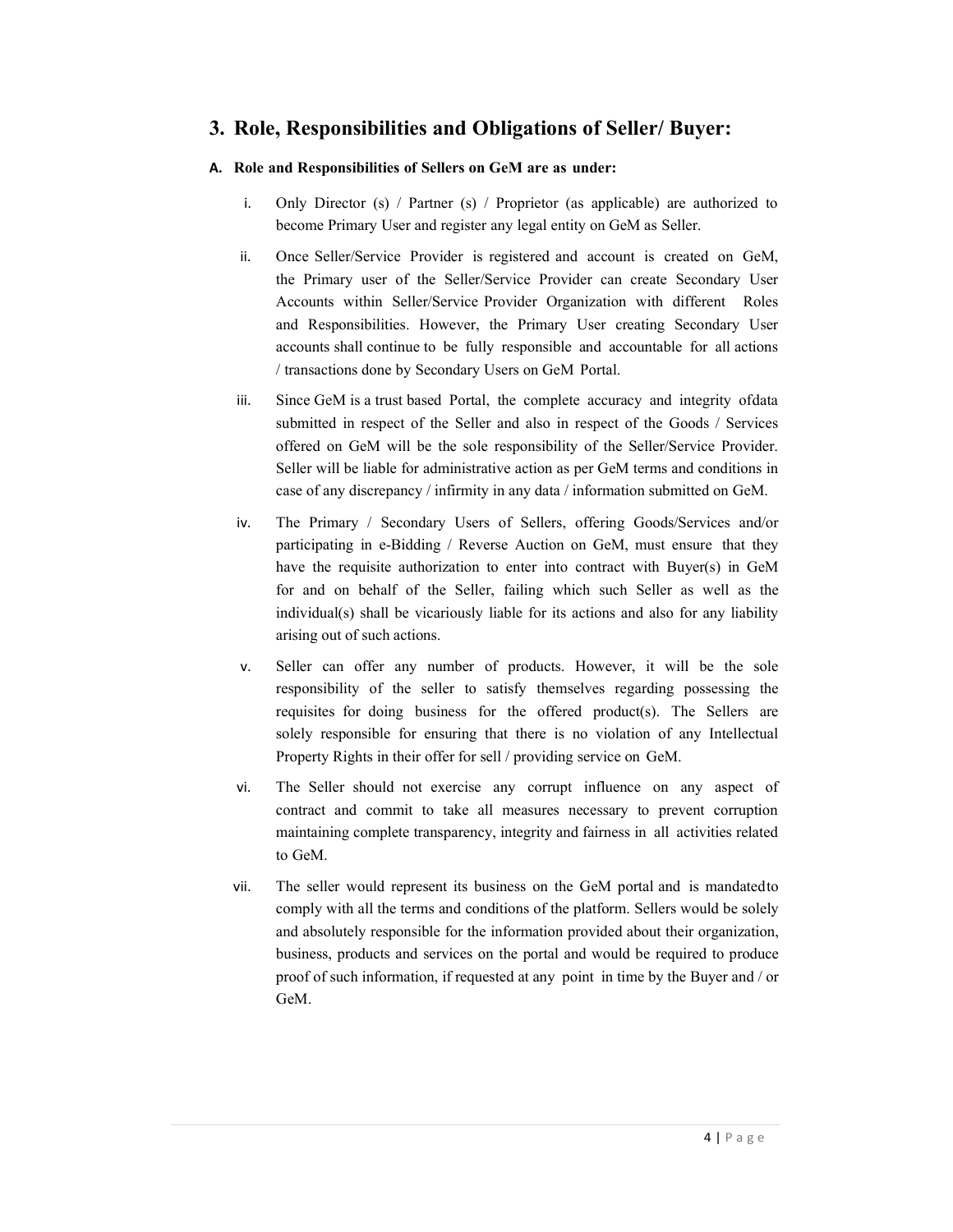## 3. Role, Responsibilities and Obligations of Seller/ Buyer:

### A. Role and Responsibilities of Sellers on GeM are as under:

i. Only Director (s) / Partner (s) / Proprietor (as applicable) are authorized to become Primary User and register any legal entity on GeM as Seller.

ii. Once Seller/Service Provider is registered and account is created on GeM, the Primary user of the Seller/Service Provider can create Secondary User Accounts within Seller/Service Provider Organization with different Roles and Responsibilities. However, the Primary User creating Secondary User accounts shall continue to be fully responsible and accountable for all actions / transactions done by Secondary Users on GeM Portal.

iii. Since GeM is a trust based Portal, the complete accuracy and integrity ofdata submitted in respect of the Seller and also in respect of the Goods / Services offered on GeM will be the sole responsibility of the Seller/Service Provider. Seller will be liable for administrative action as per GeM terms and conditions in case of any discrepancy / infirmity in any data / information submitted on GeM.

iv. The Primary / Secondary Users of Sellers, offering Goods/Services and/or participating in e-Bidding / Reverse Auction on GeM, must ensure that they have the requisite authorization to enter into contract with Buyer(s) in GeM for and on behalf of the Seller, failing which such Seller as well as the individual(s) shall be vicariously liable for its actions and also for any liability arising out of such actions.

v. Seller can offer any number of products. However, it will be the sole responsibility of the seller to satisfy themselves regarding possessing the requisites for doing business for the offered product(s). The Sellers are solely responsible for ensuring that there is no violation of any Intellectual Property Rights in their offer for sell / providing service on GeM.

vi. The Seller should not exercise any corrupt influence on any aspect of contract and commit to take all measures necessary to prevent corruption maintaining complete transparency, integrity and fairness in all activities related to GeM.

vii. The seller would represent its business on the GeM portal and is mandatedto comply with all the terms and conditions of the platform. Sellers would be solely and absolutely responsible for the information provided about their organization, business, products and services on the portal and would be required to produce proof of such information, if requested at any point in time by the Buyer and / or GeM.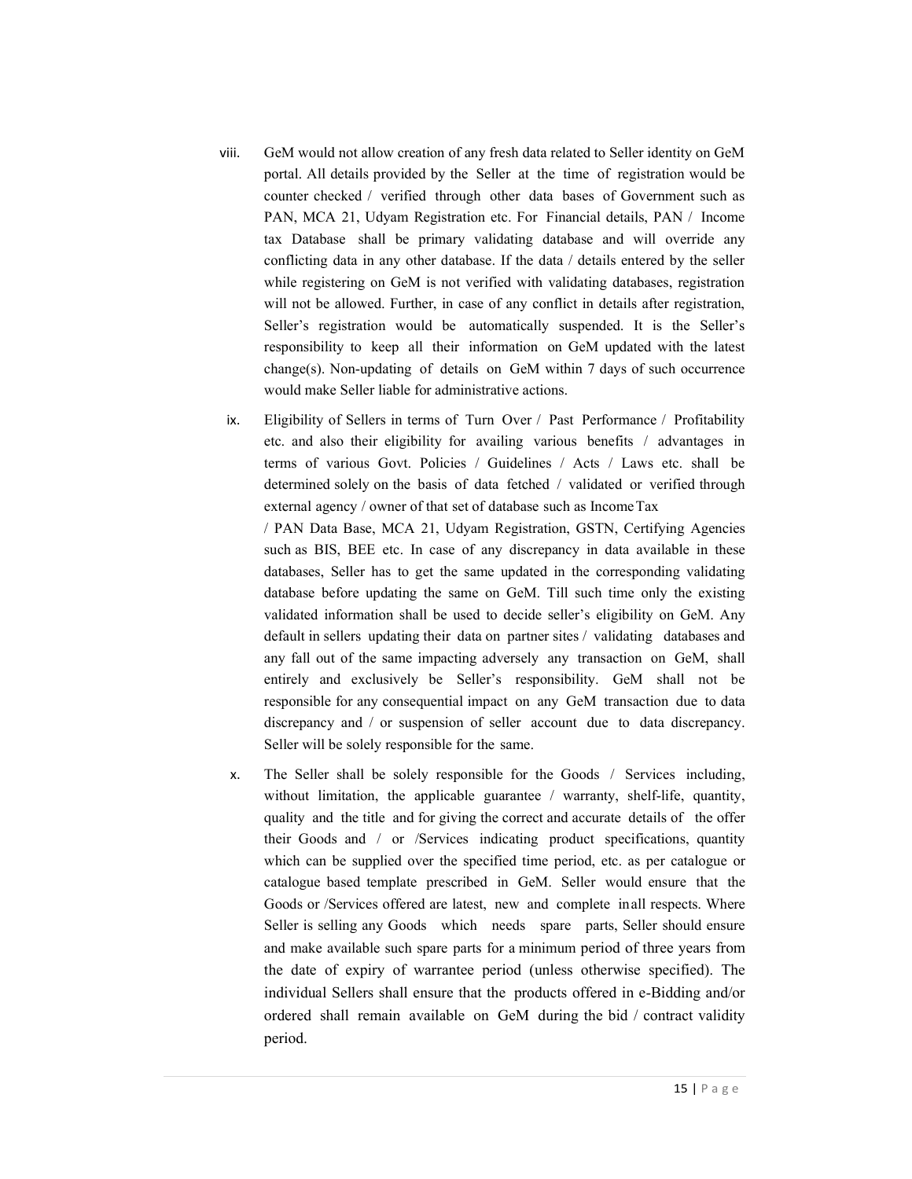viii. GeM would not allow creation of any fresh data related to Seller identity on GeM portal. All details provided by the Seller at the time of registration would be counter checked / verified through other data bases of Government such as PAN, MCA 21, Udyam Registration etc. For Financial details, PAN / Income tax Database shall be primary validating database and will override any conflicting data in any other database. If the data / details entered by the seller while registering on GeM is not verified with validating databases, registration will not be allowed. Further, in case of any conflict in details after registration, Seller's registration would be automatically suspended. It is the Seller's responsibility to keep all their information on GeM updated with the latest change(s). Non-updating of details on GeM within 7 days of such occurrence would make Seller liable for administrative actions.

ix. Eligibility of Sellers in terms of Turn Over / Past Performance / Profitability etc. and also their eligibility for availing various benefits / advantages in terms of various Govt. Policies / Guidelines / Acts / Laws etc. shall be determined solely on the basis of data fetched / validated or verified through external agency / owner of that set of database such as Income Tax / PAN Data Base, MCA 21, Udyam Registration, GSTN, Certifying Agencies such as BIS, BEE etc. In case of any discrepancy in data available in these databases, Seller has to get the same updated in the corresponding validating database before updating the same on GeM. Till such time only the existing validated information shall be used to decide seller's eligibility on GeM. Any default in sellers updating their data on partner sites / validating databases and any fall out of the same impacting adversely any transaction on GeM, shall entirely and exclusively be Seller's responsibility. GeM shall not be responsible for any consequential impact on any GeM transaction due to data discrepancy and / or suspension of seller account due to data discrepancy. Seller will be solely responsible for the same.

x. The Seller shall be solely responsible for the Goods / Services including, without limitation, the applicable guarantee / warranty, shelf-life, quantity, quality and the title and for giving the correct and accurate details of the offer their Goods and / or /Services indicating product specifications, quantity which can be supplied over the specified time period, etc. as per catalogue or catalogue based template prescribed in GeM. Seller would ensure that the Goods or /Services offered are latest, new and complete in all respects. Where Seller is selling any Goods which needs spare parts, Seller should ensure and make available such spare parts for a minimum period of three years from the date of expiry of warrantee period (unless otherwise specified). The individual Sellers shall ensure that the products offered in e-Bidding and/or ordered shall remain available on GeM during the bid / contract validity period.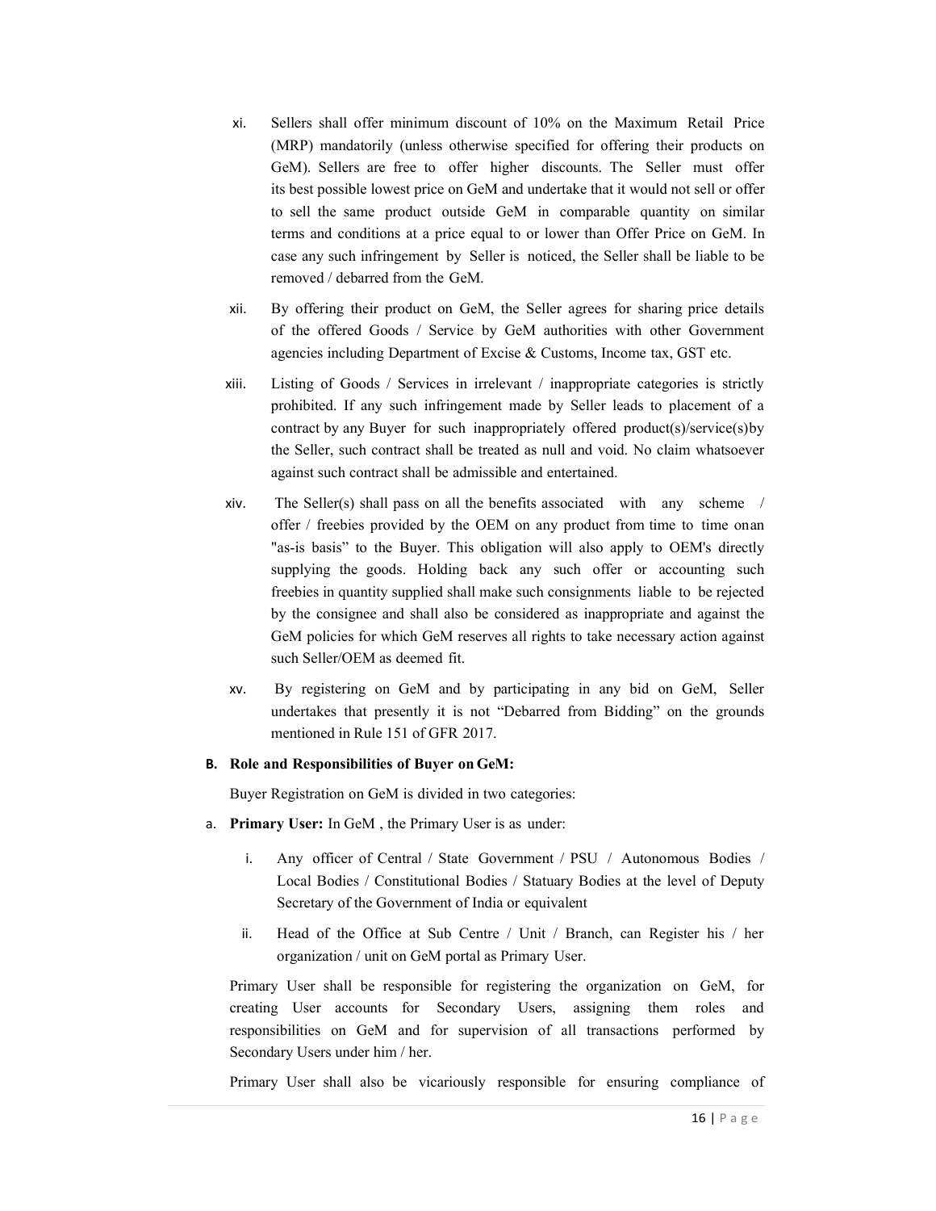xi. Sellers shall offer minimum discount of 10% on the Maximum Retail Price (MRP) mandatorily (unless otherwise specified for offering their products on GeM). Sellers are free to offer higher discounts. The Seller must offer its best possible lowest price on GeM and undertake that it would not sell or offer to sell the same product outside GeM in comparable quantity on similar terms and conditions at a price equal to or lower than Offer Price on GeM. In case any such infringement by Seller is noticed, the Seller shall be liable to be removed / debarred from the GeM.

xii. By offering their product on GeM, the Seller agrees for sharing price details of the offered Goods / Service by GeM authorities with other Government agencies including Department of Excise & Customs, Income tax, GST etc.

xiii. Listing of Goods / Services in irrelevant / inappropriate categories is strictly prohibited. If any such infringement made by Seller leads to placement of a contract by any Buyer for such inappropriately offered product(s)/service(s)by the Seller, such contract shall be treated as null and void. No claim whatsoever against such contract shall be admissible and entertained.

xiv. The Seller(s) shall pass on all the benefits associated with any scheme / offer / freebies provided by the OEM on any product from time to time onan "as-is basis" to the Buyer. This obligation will also apply to OEM's directly supplying the goods. Holding back any such offer or accounting such freebies in quantity supplied shall make such consignments liable to be rejected by the consignee and shall also be considered as inappropriate and against the GeM policies for which GeM reserves all rights to take necessary action against such Seller/OEM as deemed fit.

xv. By registering on GeM and by participating in any bid on GeM, Seller undertakes that presently it is not "Debarred from Bidding" on the grounds mentioned in Rule 151 of GFR 2017.

**B. Role and Responsibilities of Buyer on GeM:**

Buyer Registration on GeM is divided in two categories:

a. **Primary User:** In GeM , the Primary User is as under:

i. Any officer of Central / State Government / PSU / Autonomous Bodies / Local Bodies / Constitutional Bodies / Statuary Bodies at the level of Deputy Secretary of the Government of India or equivalent

ii. Head of the Office at Sub Centre / Unit / Branch, can Register his / her organization / unit on GeM portal as Primary User.

Primary User shall be responsible for registering the organization on GeM, for creating User accounts for Secondary Users, assigning them roles and responsibilities on GeM and for supervision of all transactions performed by Secondary Users under him / her.

Primary User shall also be vicariously responsible for ensuring compliance of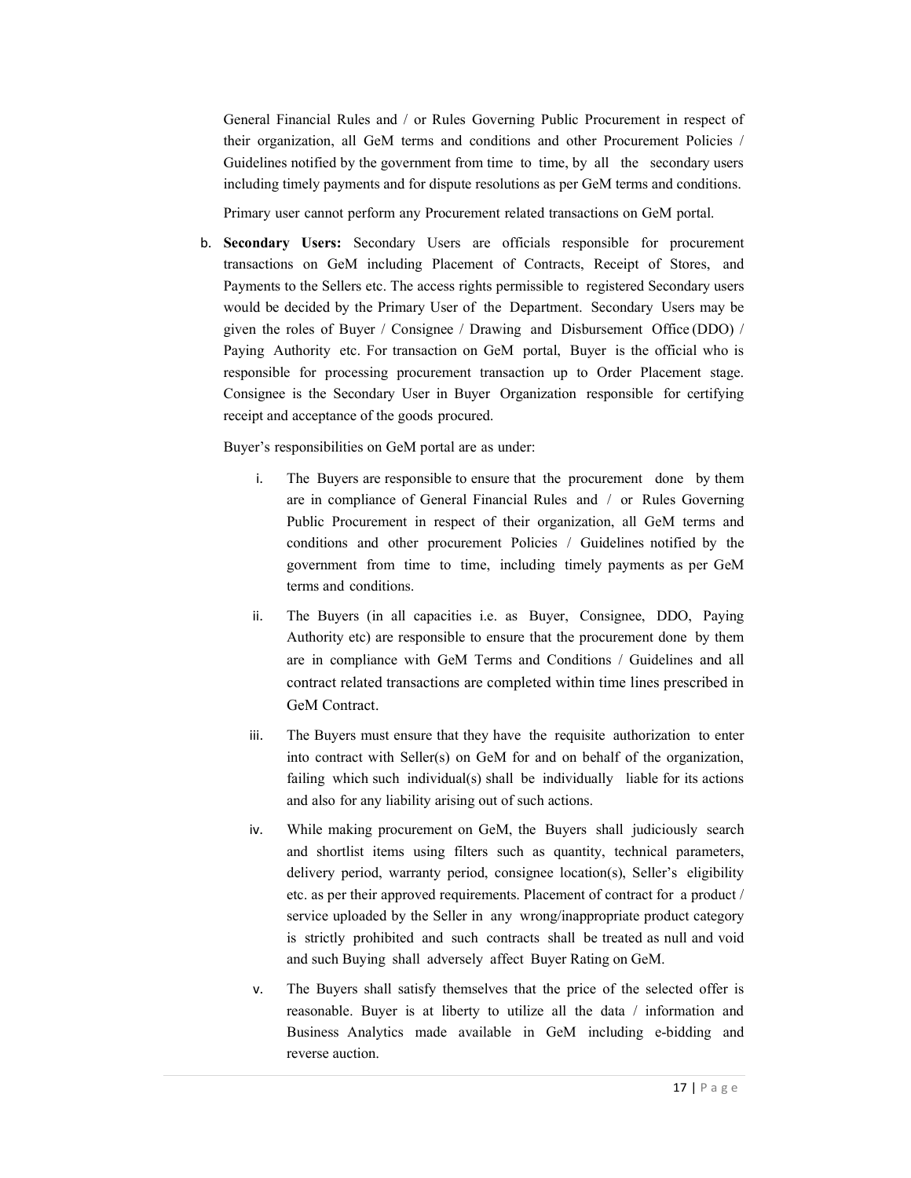General Financial Rules and / or Rules Governing Public Procurement in respect of their organization, all GeM terms and conditions and other Procurement Policies / Guidelines notified by the government from time to time, by all the secondary users including timely payments and for dispute resolutions as per GeM terms and conditions.

Primary user cannot perform any Procurement related transactions on GeM portal.

b. **Secondary Users:** Secondary Users are officials responsible for procurement transactions on GeM including Placement of Contracts, Receipt of Stores, and Payments to the Sellers etc. The access rights permissible to registered Secondary users would be decided by the Primary User of the Department. Secondary Users may be given the roles of Buyer / Consignee / Drawing and Disbursement Office (DDO) / Paying Authority etc. For transaction on GeM portal, Buyer is the official who is responsible for processing procurement transaction up to Order Placement stage. Consignee is the Secondary User in Buyer Organization responsible for certifying receipt and acceptance of the goods procured.

   Buyer's responsibilities on GeM portal are as under:

   i. The Buyers are responsible to ensure that the procurement done by them are in compliance of General Financial Rules and / or Rules Governing Public Procurement in respect of their organization, all GeM terms and conditions and other procurement Policies / Guidelines notified by the government from time to time, including timely payments as per GeM terms and conditions.

   ii. The Buyers (in all capacities i.e. as Buyer, Consignee, DDO, Paying Authority etc) are responsible to ensure that the procurement done by them are in compliance with GeM Terms and Conditions / Guidelines and all contract related transactions are completed within time lines prescribed in GeM Contract.

   iii. The Buyers must ensure that they have the requisite authorization to enter into contract with Seller(s) on GeM for and on behalf of the organization, failing which such individual(s) shall be individually liable for its actions and also for any liability arising out of such actions.

   iv. While making procurement on GeM, the Buyers shall judiciously search and shortlist items using filters such as quantity, technical parameters, delivery period, warranty period, consignee location(s), Seller's eligibility etc. as per their approved requirements. Placement of contract for a product / service uploaded by the Seller in any wrong/inappropriate product category is strictly prohibited and such contracts shall be treated as null and void and such Buying shall adversely affect Buyer Rating on GeM.

   v. The Buyers shall satisfy themselves that the price of the selected offer is reasonable. Buyer is at liberty to utilize all the data / information and Business Analytics made available in GeM including e-bidding and reverse auction.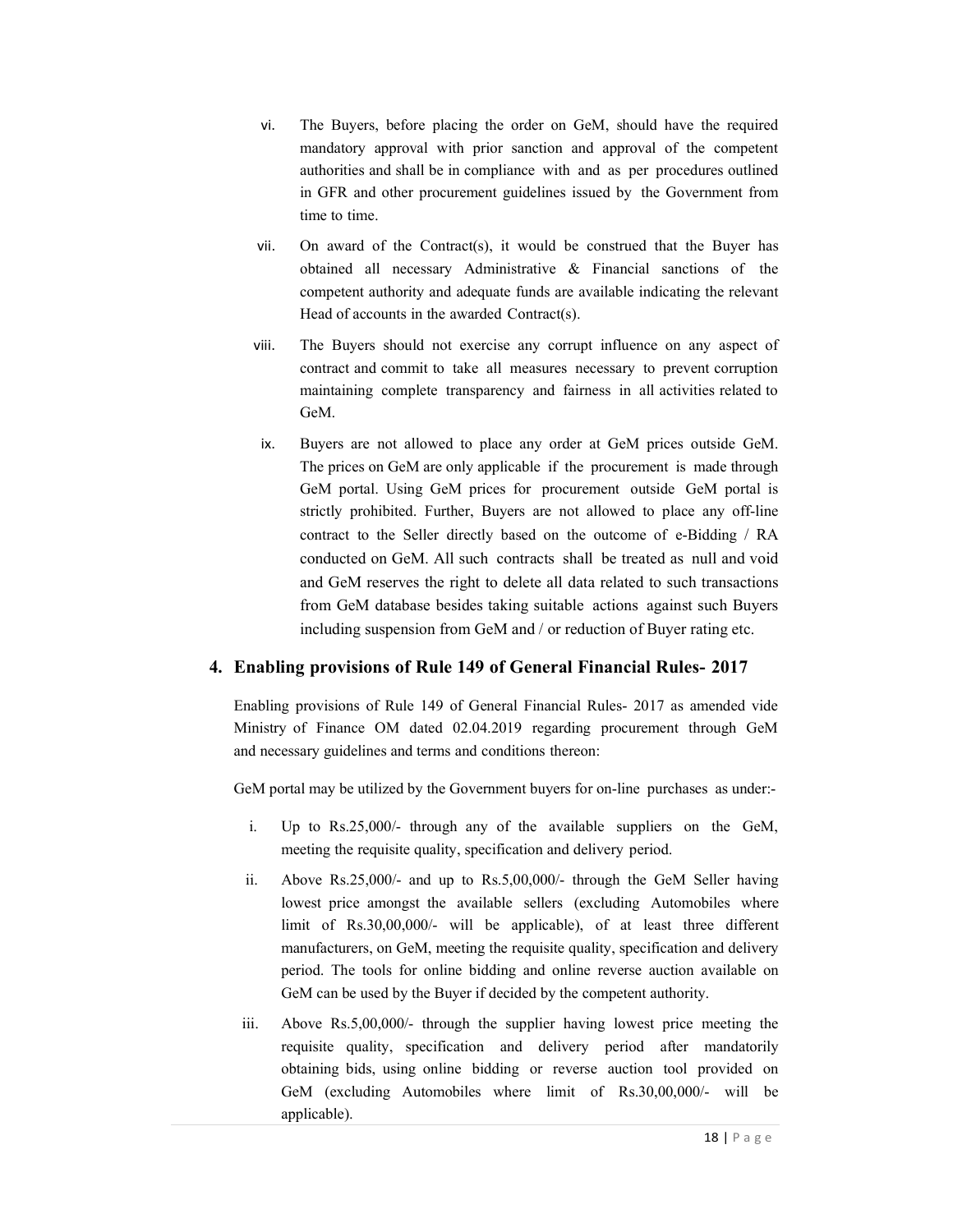vi. The Buyers, before placing the order on GeM, should have the required mandatory approval with prior sanction and approval of the competent authorities and shall be in compliance with and as per procedures outlined in GFR and other procurement guidelines issued by the Government from time to time.

vii. On award of the Contract(s), it would be construed that the Buyer has obtained all necessary Administrative & Financial sanctions of the competent authority and adequate funds are available indicating the relevant Head of accounts in the awarded Contract(s).

viii. The Buyers should not exercise any corrupt influence on any aspect of contract and commit to take all measures necessary to prevent corruption maintaining complete transparency and fairness in all activities related to GeM.

ix. Buyers are not allowed to place any order at GeM prices outside GeM. The prices on GeM are only applicable if the procurement is made through GeM portal. Using GeM prices for procurement outside GeM portal is strictly prohibited. Further, Buyers are not allowed to place any off-line contract to the Seller directly based on the outcome of e-Bidding / RA conducted on GeM. All such contracts shall be treated as null and void and GeM reserves the right to delete all data related to such transactions from GeM database besides taking suitable actions against such Buyers including suspension from GeM and / or reduction of Buyer rating etc.

## 4. Enabling provisions of Rule 149 of General Financial Rules- 2017

Enabling provisions of Rule 149 of General Financial Rules- 2017 as amended vide Ministry of Finance OM dated 02.04.2019 regarding procurement through GeM and necessary guidelines and terms and conditions thereon:

GeM portal may be utilized by the Government buyers for on-line purchases as under:-

i. Up to Rs.25,000/- through any of the available suppliers on the GeM, meeting the requisite quality, specification and delivery period.

ii. Above Rs.25,000/- and up to Rs.5,00,000/- through the GeM Seller having lowest price amongst the available sellers (excluding Automobiles where limit of Rs.30,00,000/- will be applicable), of at least three different manufacturers, on GeM, meeting the requisite quality, specification and delivery period. The tools for online bidding and online reverse auction available on GeM can be used by the Buyer if decided by the competent authority.

iii. Above Rs.5,00,000/- through the supplier having lowest price meeting the requisite quality, specification and delivery period after mandatorily obtaining bids, using online bidding or reverse auction tool provided on GeM (excluding Automobiles where limit of Rs.30,00,000/- will be applicable).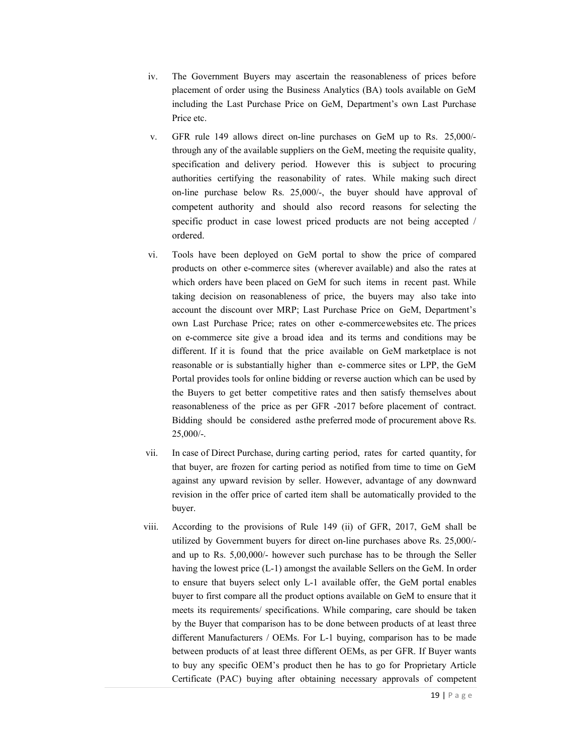iv. The Government Buyers may ascertain the reasonableness of prices before placement of order using the Business Analytics (BA) tools available on GeM including the Last Purchase Price on GeM, Department's own Last Purchase Price etc.

v. GFR rule 149 allows direct on-line purchases on GeM up to Rs. 25,000/- through any of the available suppliers on the GeM, meeting the requisite quality, specification and delivery period. However this is subject to procuring authorities certifying the reasonability of rates. While making such direct on-line purchase below Rs. 25,000/-, the buyer should have approval of competent authority and should also record reasons for selecting the specific product in case lowest priced products are not being accepted / ordered.

vi. Tools have been deployed on GeM portal to show the price of compared products on other e-commerce sites (wherever available) and also the rates at which orders have been placed on GeM for such items in recent past. While taking decision on reasonableness of price, the buyers may also take into account the discount over MRP; Last Purchase Price on GeM, Department's own Last Purchase Price; rates on other e-commercewebsites etc. The prices on e-commerce site give a broad idea and its terms and conditions may be different. If it is found that the price available on GeM marketplace is not reasonable or is substantially higher than e-commerce sites or LPP, the GeM Portal provides tools for online bidding or reverse auction which can be used by the Buyers to get better competitive rates and then satisfy themselves about reasonableness of the price as per GFR -2017 before placement of contract. Bidding should be considered asthe preferred mode of procurement above Rs. 25,000/-.

vii. In case of Direct Purchase, during carting period, rates for carted quantity, for that buyer, are frozen for carting period as notified from time to time on GeM against any upward revision by seller. However, advantage of any downward revision in the offer price of carted item shall be automatically provided to the buyer.

viii. According to the provisions of Rule 149 (ii) of GFR, 2017, GeM shall be utilized by Government buyers for direct on-line purchases above Rs. 25,000/- and up to Rs. 5,00,000/- however such purchase has to be through the Seller having the lowest price (L-1) amongst the available Sellers on the GeM. In order to ensure that buyers select only L-1 available offer, the GeM portal enables buyer to first compare all the product options available on GeM to ensure that it meets its requirements/ specifications. While comparing, care should be taken by the Buyer that comparison has to be done between products of at least three different Manufacturers / OEMs. For L-1 buying, comparison has to be made between products of at least three different OEMs, as per GFR. If Buyer wants to buy any specific OEM's product then he has to go for Proprietary Article Certificate (PAC) buying after obtaining necessary approvals of competent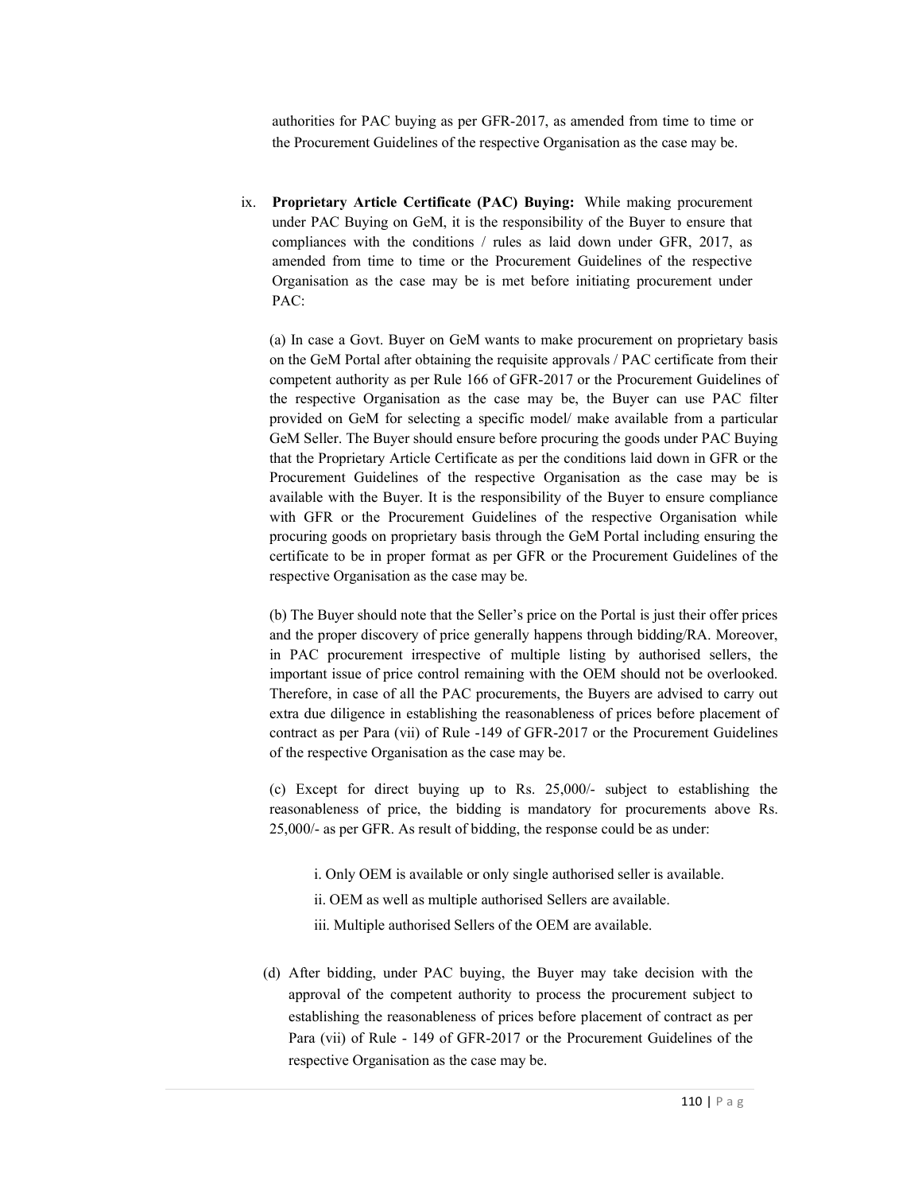authorities for PAC buying as per GFR-2017, as amended from time to time or the Procurement Guidelines of the respective Organisation as the case may be.

ix. **Proprietary Article Certificate (PAC) Buying:** While making procurement under PAC Buying on GeM, it is the responsibility of the Buyer to ensure that compliances with the conditions / rules as laid down under GFR, 2017, as amended from time to time or the Procurement Guidelines of the respective Organisation as the case may be is met before initiating procurement under PAC:

(a) In case a Govt. Buyer on GeM wants to make procurement on proprietary basis on the GeM Portal after obtaining the requisite approvals / PAC certificate from their competent authority as per Rule 166 of GFR-2017 or the Procurement Guidelines of the respective Organisation as the case may be, the Buyer can use PAC filter provided on GeM for selecting a specific model/ make available from a particular GeM Seller. The Buyer should ensure before procuring the goods under PAC Buying that the Proprietary Article Certificate as per the conditions laid down in GFR or the Procurement Guidelines of the respective Organisation as the case may be is available with the Buyer. It is the responsibility of the Buyer to ensure compliance with GFR or the Procurement Guidelines of the respective Organisation while procuring goods on proprietary basis through the GeM Portal including ensuring the certificate to be in proper format as per GFR or the Procurement Guidelines of the respective Organisation as the case may be.

(b) The Buyer should note that the Seller's price on the Portal is just their offer prices and the proper discovery of price generally happens through bidding/RA. Moreover, in PAC procurement irrespective of multiple listing by authorised sellers, the important issue of price control remaining with the OEM should not be overlooked. Therefore, in case of all the PAC procurements, the Buyers are advised to carry out extra due diligence in establishing the reasonableness of prices before placement of contract as per Para (vii) of Rule -149 of GFR-2017 or the Procurement Guidelines of the respective Organisation as the case may be.

(c) Except for direct buying up to Rs. 25,000/- subject to establishing the reasonableness of price, the bidding is mandatory for procurements above Rs. 25,000/- as per GFR. As result of bidding, the response could be as under:

i. Only OEM is available or only single authorised seller is available.

ii. OEM as well as multiple authorised Sellers are available.

iii. Multiple authorised Sellers of the OEM are available.

(d) After bidding, under PAC buying, the Buyer may take decision with the approval of the competent authority to process the procurement subject to establishing the reasonableness of prices before placement of contract as per Para (vii) of Rule - 149 of GFR-2017 or the Procurement Guidelines of the respective Organisation as the case may be.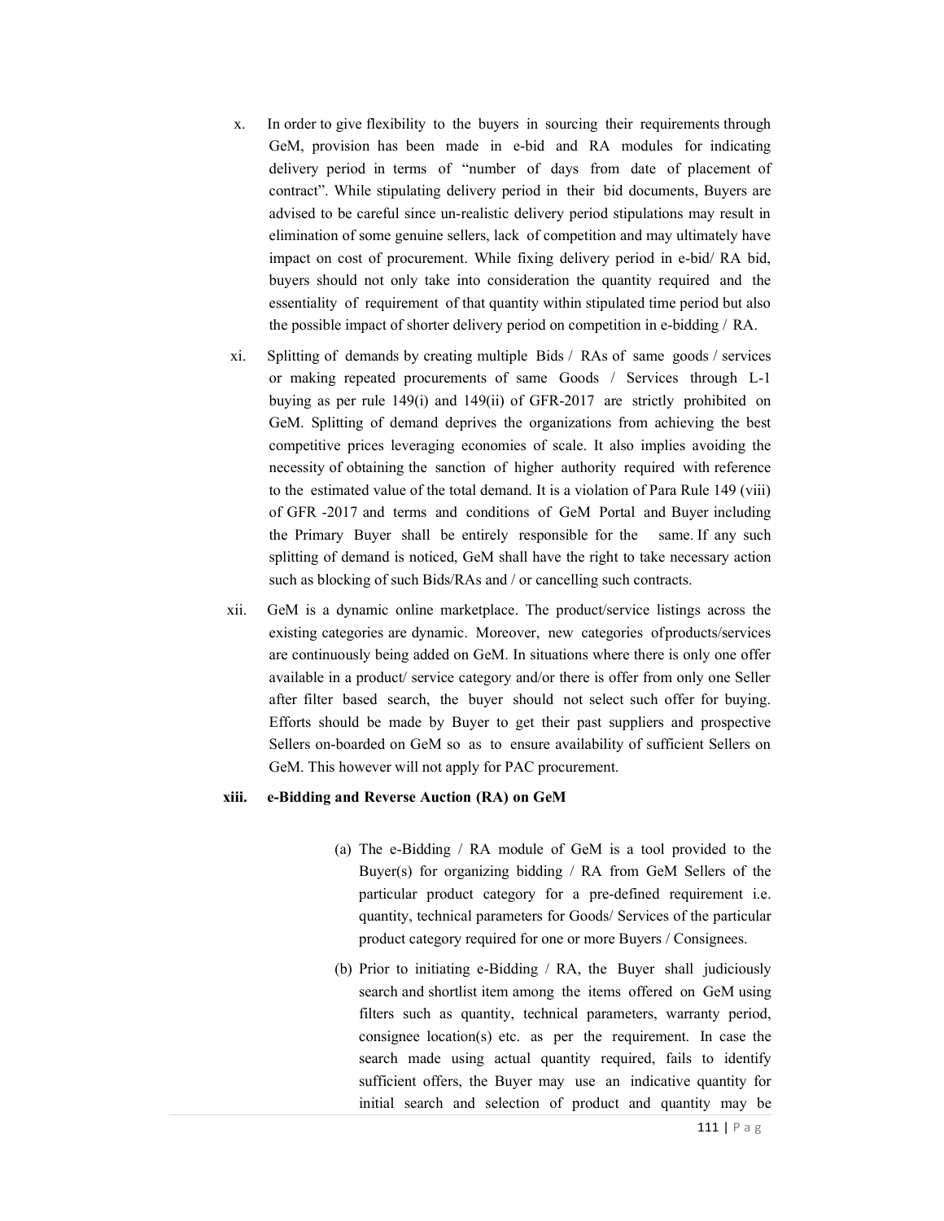x. In order to give flexibility to the buyers in sourcing their requirements through GeM, provision has been made in e-bid and RA modules for indicating delivery period in terms of "number of days from date of placement of contract". While stipulating delivery period in their bid documents, Buyers are advised to be careful since un-realistic delivery period stipulations may result in elimination of some genuine sellers, lack of competition and may ultimately have impact on cost of procurement. While fixing delivery period in e-bid/ RA bid, buyers should not only take into consideration the quantity required and the essentiality of requirement of that quantity within stipulated time period but also the possible impact of shorter delivery period on competition in e-bidding / RA.

xi. Splitting of demands by creating multiple Bids / RAs of same goods / services or making repeated procurements of same Goods / Services through L-1 buying as per rule 149(i) and 149(ii) of GFR-2017 are strictly prohibited on GeM. Splitting of demand deprives the organizations from achieving the best competitive prices leveraging economies of scale. It also implies avoiding the necessity of obtaining the sanction of higher authority required with reference to the estimated value of the total demand. It is a violation of Para Rule 149 (viii) of GFR -2017 and terms and conditions of GeM Portal and Buyer including the Primary Buyer shall be entirely responsible for the same. If any such splitting of demand is noticed, GeM shall have the right to take necessary action such as blocking of such Bids/RAs and / or cancelling such contracts.

xii. GeM is a dynamic online marketplace. The product/service listings across the existing categories are dynamic. Moreover, new categories ofproducts/services are continuously being added on GeM. In situations where there is only one offer available in a product/ service category and/or there is offer from only one Seller after filter based search, the buyer should not select such offer for buying. Efforts should be made by Buyer to get their past suppliers and prospective Sellers on-boarded on GeM so as to ensure availability of sufficient Sellers on GeM. This however will not apply for PAC procurement.

**xiii. e-Bidding and Reverse Auction (RA) on GeM**

(a) The e-Bidding / RA module of GeM is a tool provided to the Buyer(s) for organizing bidding / RA from GeM Sellers of the particular product category for a pre-defined requirement i.e. quantity, technical parameters for Goods/ Services of the particular product category required for one or more Buyers / Consignees.

(b) Prior to initiating e-Bidding / RA, the Buyer shall judiciously search and shortlist item among the items offered on GeM using filters such as quantity, technical parameters, warranty period, consignee location(s) etc. as per the requirement. In case the search made using actual quantity required, fails to identify sufficient offers, the Buyer may use an indicative quantity for initial search and selection of product and quantity may be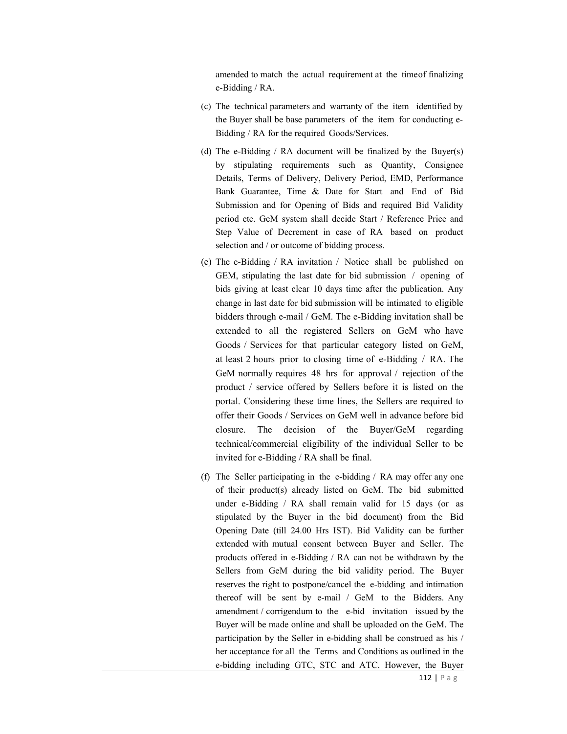amended to match the actual requirement at the time of finalizing e-Bidding / RA.

(c) The technical parameters and warranty of the item identified by the Buyer shall be base parameters of the item for conducting e-Bidding / RA for the required Goods/Services.

(d) The e-Bidding / RA document will be finalized by the Buyer(s) by stipulating requirements such as Quantity, Consignee Details, Terms of Delivery, Delivery Period, EMD, Performance Bank Guarantee, Time & Date for Start and End of Bid Submission and for Opening of Bids and required Bid Validity period etc. GeM system shall decide Start / Reference Price and Step Value of Decrement in case of RA based on product selection and / or outcome of bidding process.

(e) The e-Bidding / RA invitation / Notice shall be published on GEM, stipulating the last date for bid submission / opening of bids giving at least clear 10 days time after the publication. Any change in last date for bid submission will be intimated to eligible bidders through e-mail / GeM. The e-Bidding invitation shall be extended to all the registered Sellers on GeM who have Goods / Services for that particular category listed on GeM, at least 2 hours prior to closing time of e-Bidding / RA. The GeM normally requires 48 hrs for approval / rejection of the product / service offered by Sellers before it is listed on the portal. Considering these time lines, the Sellers are required to offer their Goods / Services on GeM well in advance before bid closure. The decision of the Buyer/GeM regarding technical/commercial eligibility of the individual Seller to be invited for e-Bidding / RA shall be final.

(f) The Seller participating in the e-bidding / RA may offer any one of their product(s) already listed on GeM. The bid submitted under e-Bidding / RA shall remain valid for 15 days (or as stipulated by the Buyer in the bid document) from the Bid Opening Date (till 24.00 Hrs IST). Bid Validity can be further extended with mutual consent between Buyer and Seller. The products offered in e-Bidding / RA can not be withdrawn by the Sellers from GeM during the bid validity period. The Buyer reserves the right to postpone/cancel the e-bidding and intimation thereof will be sent by e-mail / GeM to the Bidders. Any amendment / corrigendum to the e-bid invitation issued by the Buyer will be made online and shall be uploaded on the GeM. The participation by the Seller in e-bidding shall be construed as his / her acceptance for all the Terms and Conditions as outlined in the e-bidding including GTC, STC and ATC. However, the Buyer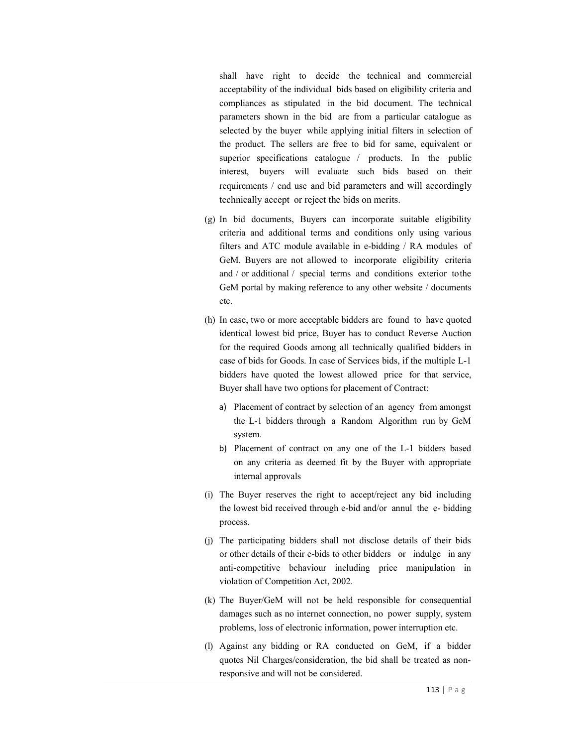shall have right to decide the technical and commercial acceptability of the individual bids based on eligibility criteria and compliances as stipulated in the bid document. The technical parameters shown in the bid are from a particular catalogue as selected by the buyer while applying initial filters in selection of the product. The sellers are free to bid for same, equivalent or superior specifications catalogue / products. In the public interest, buyers will evaluate such bids based on their requirements / end use and bid parameters and will accordingly technically accept or reject the bids on merits.

(g) In bid documents, Buyers can incorporate suitable eligibility criteria and additional terms and conditions only using various filters and ATC module available in e-bidding / RA modules of GeM. Buyers are not allowed to incorporate eligibility criteria and / or additional / special terms and conditions exterior to the GeM portal by making reference to any other website / documents etc.

(h) In case, two or more acceptable bidders are found to have quoted identical lowest bid price, Buyer has to conduct Reverse Auction for the required Goods among all technically qualified bidders in case of bids for Goods. In case of Services bids, if the multiple L-1 bidders have quoted the lowest allowed price for that service, Buyer shall have two options for placement of Contract:

   a) Placement of contract by selection of an agency from amongst the L-1 bidders through a Random Algorithm run by GeM system.
   b) Placement of contract on any one of the L-1 bidders based on any criteria as deemed fit by the Buyer with appropriate internal approvals

(i) The Buyer reserves the right to accept/reject any bid including the lowest bid received through e-bid and/or annul the e- bidding process.

(j) The participating bidders shall not disclose details of their bids or other details of their e-bids to other bidders or indulge in any anti-competitive behaviour including price manipulation in violation of Competition Act, 2002.

(k) The Buyer/GeM will not be held responsible for consequential damages such as no internet connection, no power supply, system problems, loss of electronic information, power interruption etc.

(l) Against any bidding or RA conducted on GeM, if a bidder quotes Nil Charges/consideration, the bid shall be treated as non-responsive and will not be considered.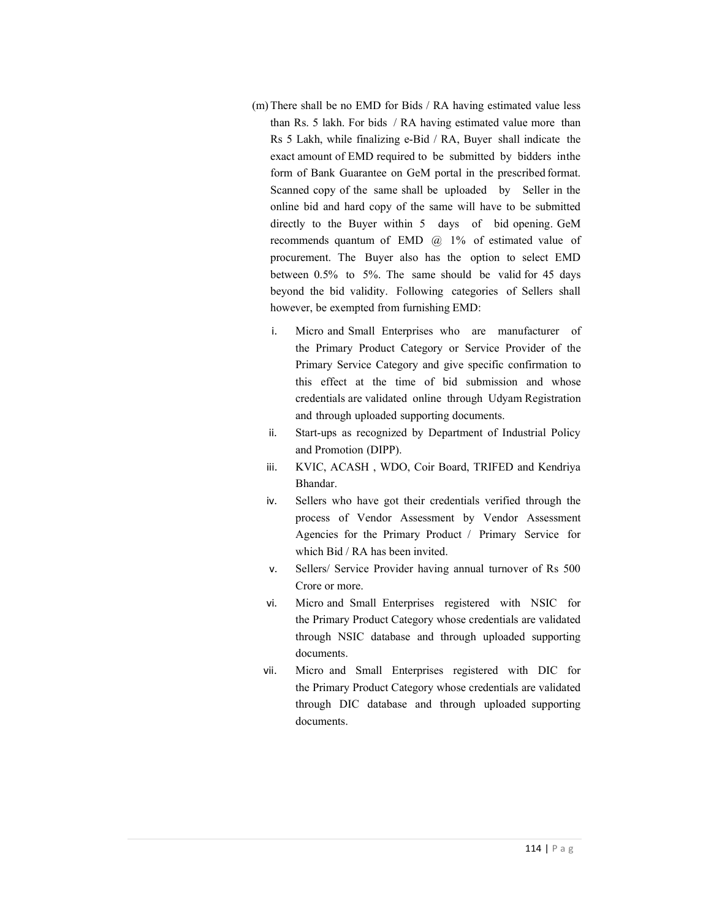(m) There shall be no EMD for Bids / RA having estimated value less than Rs. 5 lakh. For bids / RA having estimated value more than Rs 5 Lakh, while finalizing e-Bid / RA, Buyer shall indicate the exact amount of EMD required to be submitted by bidders in the form of Bank Guarantee on GeM portal in the prescribed format. Scanned copy of the same shall be uploaded by Seller in the online bid and hard copy of the same will have to be submitted directly to the Buyer within 5 days of bid opening. GeM recommends quantum of EMD @ 1% of estimated value of procurement. The Buyer also has the option to select EMD between 0.5% to 5%. The same should be valid for 45 days beyond the bid validity. Following categories of Sellers shall however, be exempted from furnishing EMD:

  i. Micro and Small Enterprises who are manufacturer of the Primary Product Category or Service Provider of the Primary Service Category and give specific confirmation to this effect at the time of bid submission and whose credentials are validated online through Udyam Registration and through uploaded supporting documents.
  ii. Start-ups as recognized by Department of Industrial Policy and Promotion (DIPP).
  iii. KVIC, ACASH , WDO, Coir Board, TRIFED and Kendriya Bhandar.
  iv. Sellers who have got their credentials verified through the process of Vendor Assessment by Vendor Assessment Agencies for the Primary Product / Primary Service for which Bid / RA has been invited.
  v. Sellers/ Service Provider having annual turnover of Rs 500 Crore or more.
  vi. Micro and Small Enterprises registered with NSIC for the Primary Product Category whose credentials are validated through NSIC database and through uploaded supporting documents.
  vii. Micro and Small Enterprises registered with DIC for the Primary Product Category whose credentials are validated through DIC database and through uploaded supporting documents.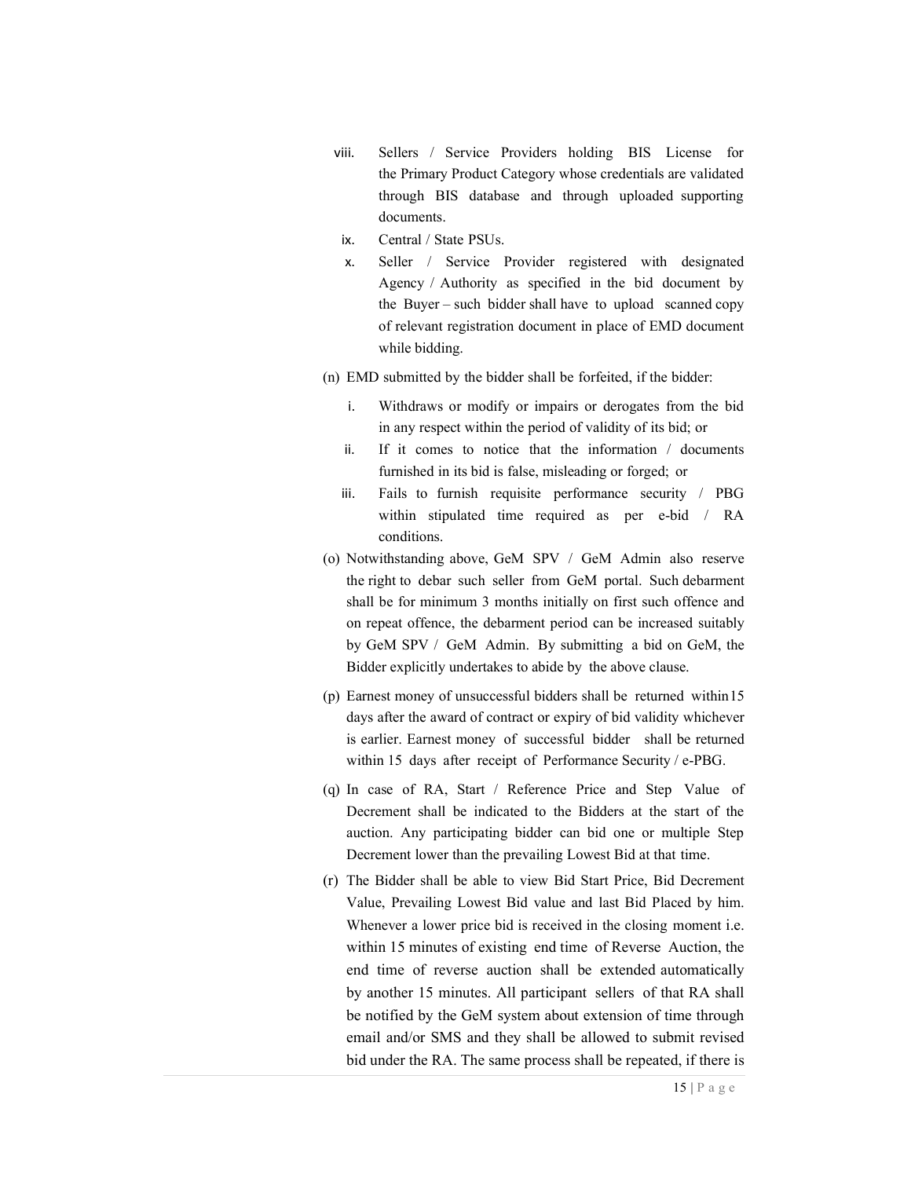viii. Sellers / Service Providers holding BIS License for the Primary Product Category whose credentials are validated through BIS database and through uploaded supporting documents.

ix. Central / State PSUs.

x. Seller / Service Provider registered with designated Agency / Authority as specified in the bid document by the Buyer – such bidder shall have to upload scanned copy of relevant registration document in place of EMD document while bidding.

(n) EMD submitted by the bidder shall be forfeited, if the bidder:

i. Withdraws or modify or impairs or derogates from the bid in any respect within the period of validity of its bid; or

ii. If it comes to notice that the information / documents furnished in its bid is false, misleading or forged; or

iii. Fails to furnish requisite performance security / PBG within stipulated time required as per e-bid / RA conditions.

(o) Notwithstanding above, GeM SPV / GeM Admin also reserve the right to debar such seller from GeM portal. Such debarment shall be for minimum 3 months initially on first such offence and on repeat offence, the debarment period can be increased suitably by GeM SPV / GeM Admin. By submitting a bid on GeM, the Bidder explicitly undertakes to abide by the above clause.

(p) Earnest money of unsuccessful bidders shall be returned within15 days after the award of contract or expiry of bid validity whichever is earlier. Earnest money of successful bidder shall be returned within 15 days after receipt of Performance Security / e-PBG.

(q) In case of RA, Start / Reference Price and Step Value of Decrement shall be indicated to the Bidders at the start of the auction. Any participating bidder can bid one or multiple Step Decrement lower than the prevailing Lowest Bid at that time.

(r) The Bidder shall be able to view Bid Start Price, Bid Decrement Value, Prevailing Lowest Bid value and last Bid Placed by him. Whenever a lower price bid is received in the closing moment i.e. within 15 minutes of existing end time of Reverse Auction, the end time of reverse auction shall be extended automatically by another 15 minutes. All participant sellers of that RA shall be notified by the GeM system about extension of time through email and/or SMS and they shall be allowed to submit revised bid under the RA. The same process shall be repeated, if there is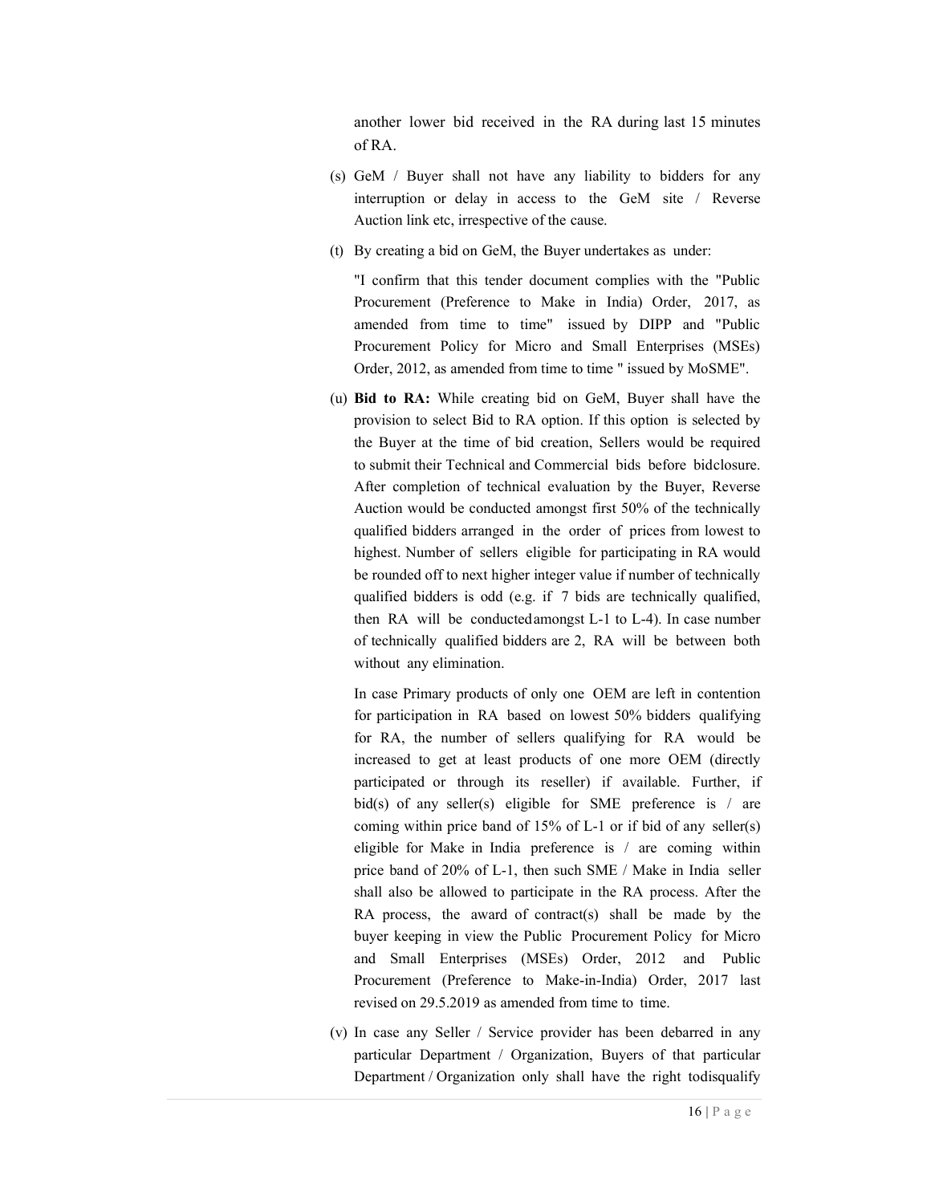another lower bid received in the RA during last 15 minutes of RA.

(s) GeM / Buyer shall not have any liability to bidders for any interruption or delay in access to the GeM site / Reverse Auction link etc, irrespective of the cause.

(t) By creating a bid on GeM, the Buyer undertakes as under:

"I confirm that this tender document complies with the "Public Procurement (Preference to Make in India) Order, 2017, as amended from time to time" issued by DIPP and "Public Procurement Policy for Micro and Small Enterprises (MSEs) Order, 2012, as amended from time to time " issued by MoSME".

(u) **Bid to RA:** While creating bid on GeM, Buyer shall have the provision to select Bid to RA option. If this option is selected by the Buyer at the time of bid creation, Sellers would be required to submit their Technical and Commercial bids before bidclosure. After completion of technical evaluation by the Buyer, Reverse Auction would be conducted amongst first 50% of the technically qualified bidders arranged in the order of prices from lowest to highest. Number of sellers eligible for participating in RA would be rounded off to next higher integer value if number of technically qualified bidders is odd (e.g. if 7 bids are technically qualified, then RA will be conductedamongst L-1 to L-4). In case number of technically qualified bidders are 2, RA will be between both without any elimination.

In case Primary products of only one OEM are left in contention for participation in RA based on lowest 50% bidders qualifying for RA, the number of sellers qualifying for RA would be increased to get at least products of one more OEM (directly participated or through its reseller) if available. Further, if bid(s) of any seller(s) eligible for SME preference is / are coming within price band of 15% of L-1 or if bid of any seller(s) eligible for Make in India preference is / are coming within price band of 20% of L-1, then such SME / Make in India seller shall also be allowed to participate in the RA process. After the RA process, the award of contract(s) shall be made by the buyer keeping in view the Public Procurement Policy for Micro and Small Enterprises (MSEs) Order, 2012 and Public Procurement (Preference to Make-in-India) Order, 2017 last revised on 29.5.2019 as amended from time to time.

(v) In case any Seller / Service provider has been debarred in any particular Department / Organization, Buyers of that particular Department / Organization only shall have the right todisqualify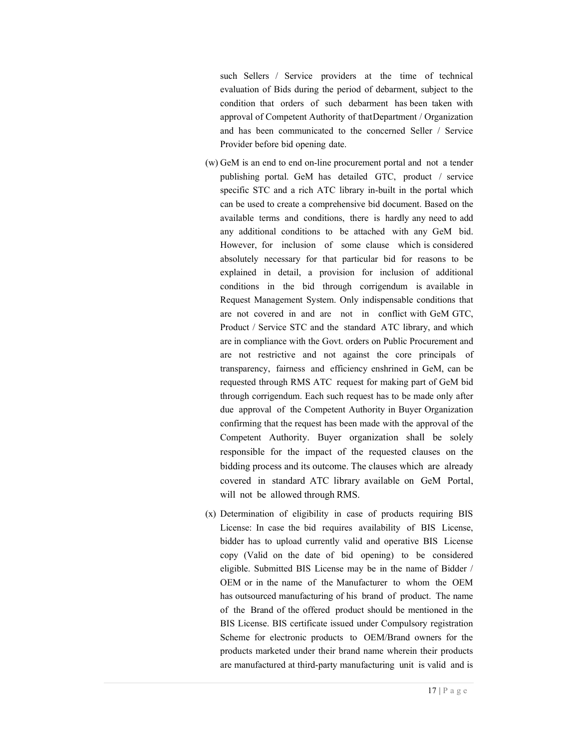such Sellers / Service providers at the time of technical evaluation of Bids during the period of debarment, subject to the condition that orders of such debarment has been taken with approval of Competent Authority of that Department / Organization and has been communicated to the concerned Seller / Service Provider before bid opening date.

(w) GeM is an end to end on-line procurement portal and not a tender publishing portal. GeM has detailed GTC, product / service specific STC and a rich ATC library in-built in the portal which can be used to create a comprehensive bid document. Based on the available terms and conditions, there is hardly any need to add any additional conditions to be attached with any GeM bid. However, for inclusion of some clause which is considered absolutely necessary for that particular bid for reasons to be explained in detail, a provision for inclusion of additional conditions in the bid through corrigendum is available in Request Management System. Only indispensable conditions that are not covered in and are not in conflict with GeM GTC, Product / Service STC and the standard ATC library, and which are in compliance with the Govt. orders on Public Procurement and are not restrictive and not against the core principals of transparency, fairness and efficiency enshrined in GeM, can be requested through RMS ATC request for making part of GeM bid through corrigendum. Each such request has to be made only after due approval of the Competent Authority in Buyer Organization confirming that the request has been made with the approval of the Competent Authority. Buyer organization shall be solely responsible for the impact of the requested clauses on the bidding process and its outcome. The clauses which are already covered in standard ATC library available on GeM Portal, will not be allowed through RMS.

(x) Determination of eligibility in case of products requiring BIS License: In case the bid requires availability of BIS License, bidder has to upload currently valid and operative BIS License copy (Valid on the date of bid opening) to be considered eligible. Submitted BIS License may be in the name of Bidder / OEM or in the name of the Manufacturer to whom the OEM has outsourced manufacturing of his brand of product. The name of the Brand of the offered product should be mentioned in the BIS License. BIS certificate issued under Compulsory registration Scheme for electronic products to OEM/Brand owners for the products marketed under their brand name wherein their products are manufactured at third-party manufacturing unit is valid and is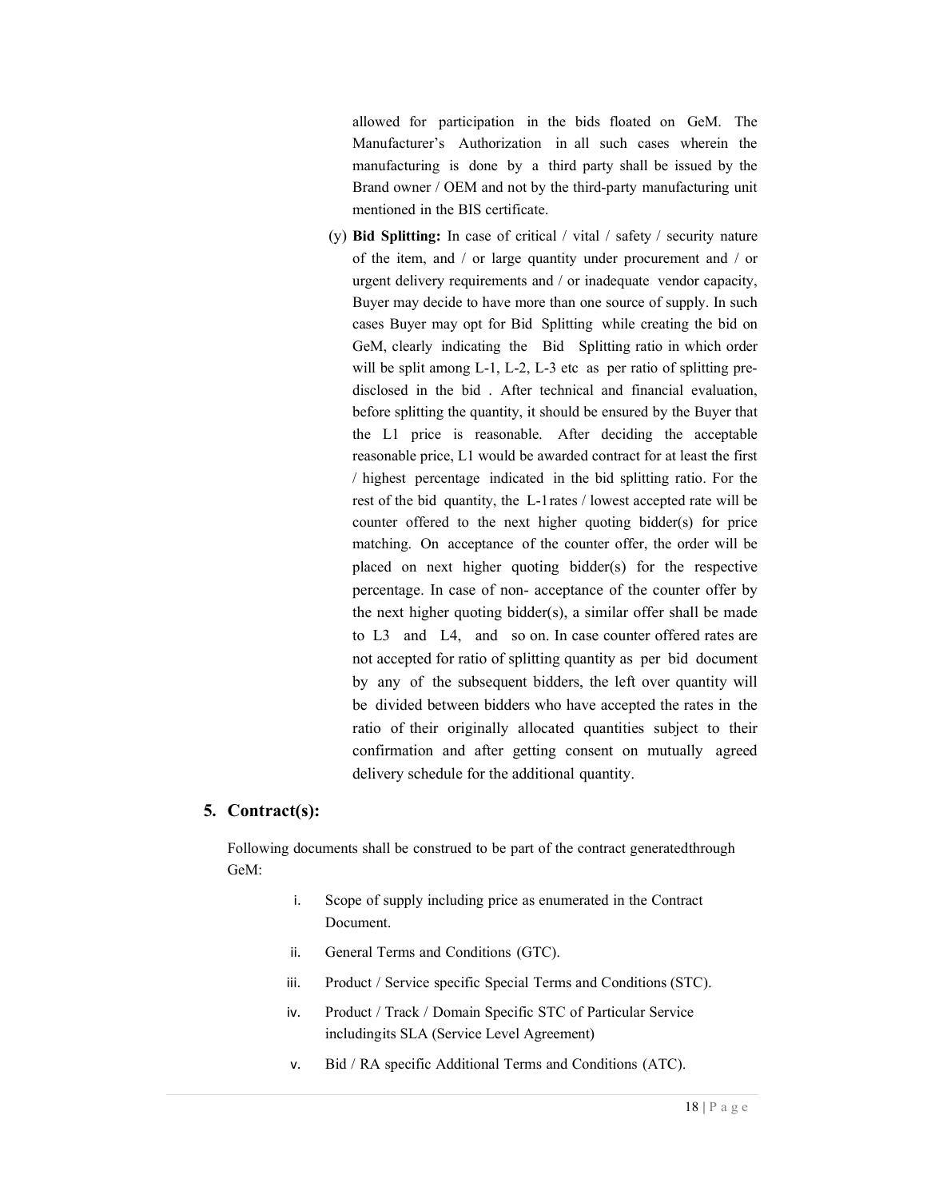allowed for participation in the bids floated on GeM. The Manufacturer's Authorization in all such cases wherein the manufacturing is done by a third party shall be issued by the Brand owner / OEM and not by the third-party manufacturing unit mentioned in the BIS certificate.

(y) **Bid Splitting:** In case of critical / vital / safety / security nature of the item, and / or large quantity under procurement and / or urgent delivery requirements and / or inadequate vendor capacity, Buyer may decide to have more than one source of supply. In such cases Buyer may opt for Bid Splitting while creating the bid on GeM, clearly indicating the Bid Splitting ratio in which order will be split among L-1, L-2, L-3 etc as per ratio of splitting pre-disclosed in the bid . After technical and financial evaluation, before splitting the quantity, it should be ensured by the Buyer that the L1 price is reasonable. After deciding the acceptable reasonable price, L1 would be awarded contract for at least the first / highest percentage indicated in the bid splitting ratio. For the rest of the bid quantity, the L-1 rates / lowest accepted rate will be counter offered to the next higher quoting bidder(s) for price matching. On acceptance of the counter offer, the order will be placed on next higher quoting bidder(s) for the respective percentage. In case of non- acceptance of the counter offer by the next higher quoting bidder(s), a similar offer shall be made to L3 and L4, and so on. In case counter offered rates are not accepted for ratio of splitting quantity as per bid document by any of the subsequent bidders, the left over quantity will be divided between bidders who have accepted the rates in the ratio of their originally allocated quantities subject to their confirmation and after getting consent on mutually agreed delivery schedule for the additional quantity.

## 5. Contract(s):

Following documents shall be construed to be part of the contract generatedthrough GeM:

i. Scope of supply including price as enumerated in the Contract Document.

ii. General Terms and Conditions (GTC).

iii. Product / Service specific Special Terms and Conditions (STC).

iv. Product / Track / Domain Specific STC of Particular Service includingits SLA (Service Level Agreement)

v. Bid / RA specific Additional Terms and Conditions (ATC).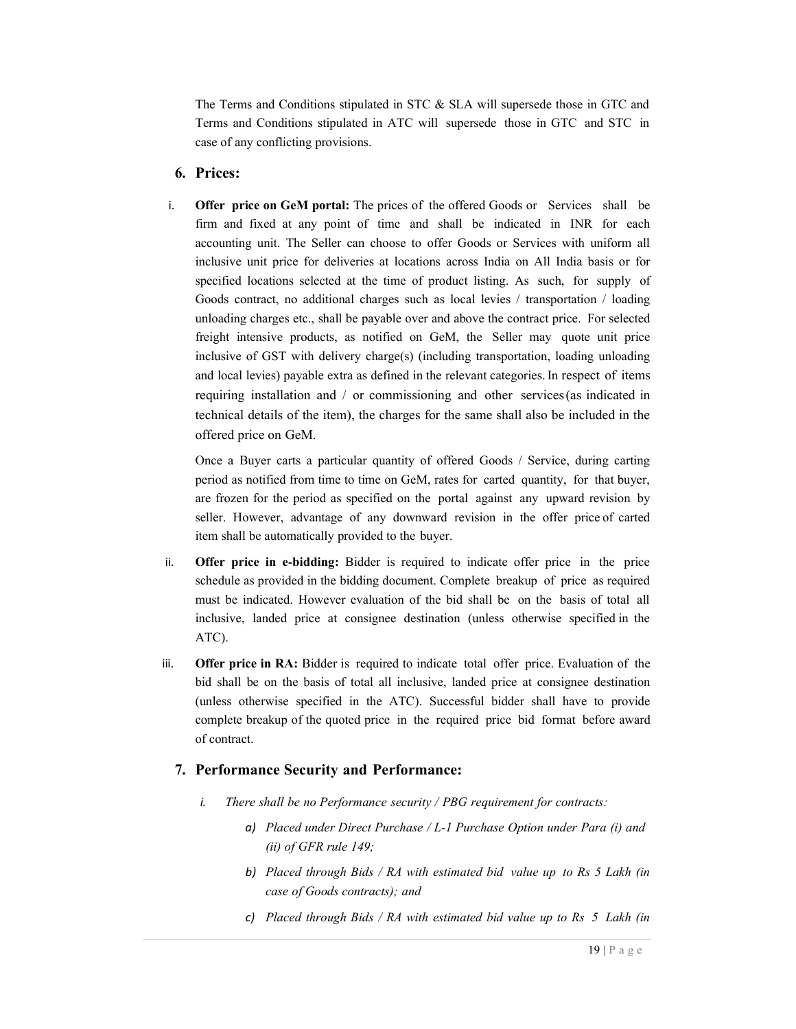The Terms and Conditions stipulated in STC & SLA will supersede those in GTC and Terms and Conditions stipulated in ATC will supersede those in GTC and STC in case of any conflicting provisions.

## 6. Prices:

i. **Offer price on GeM portal:** The prices of the offered Goods or Services shall be firm and fixed at any point of time and shall be indicated in INR for each accounting unit. The Seller can choose to offer Goods or Services with uniform all inclusive unit price for deliveries at locations across India on All India basis or for specified locations selected at the time of product listing. As such, for supply of Goods contract, no additional charges such as local levies / transportation / loading unloading charges etc., shall be payable over and above the contract price. For selected freight intensive products, as notified on GeM, the Seller may quote unit price inclusive of GST with delivery charge(s) (including transportation, loading unloading and local levies) payable extra as defined in the relevant categories. In respect of items requiring installation and / or commissioning and other services (as indicated in technical details of the item), the charges for the same shall also be included in the offered price on GeM.

   Once a Buyer carts a particular quantity of offered Goods / Service, during carting period as notified from time to time on GeM, rates for carted quantity, for that buyer, are frozen for the period as specified on the portal against any upward revision by seller. However, advantage of any downward revision in the offer price of carted item shall be automatically provided to the buyer.

ii. **Offer price in e-bidding:** Bidder is required to indicate offer price in the price schedule as provided in the bidding document. Complete breakup of price as required must be indicated. However evaluation of the bid shall be on the basis of total all inclusive, landed price at consignee destination (unless otherwise specified in the ATC).

iii. **Offer price in RA:** Bidder is required to indicate total offer price. Evaluation of the bid shall be on the basis of total all inclusive, landed price at consignee destination (unless otherwise specified in the ATC). Successful bidder shall have to provide complete breakup of the quoted price in the required price bid format before award of contract.

## 7. Performance Security and Performance:

*i. There shall be no Performance security / PBG requirement for contracts:*

   *a) Placed under Direct Purchase / L-1 Purchase Option under Para (i) and (ii) of GFR rule 149;*

   *b) Placed through Bids / RA with estimated bid value up to Rs 5 Lakh (in case of Goods contracts); and*

   *c) Placed through Bids / RA with estimated bid value up to Rs 5 Lakh (in*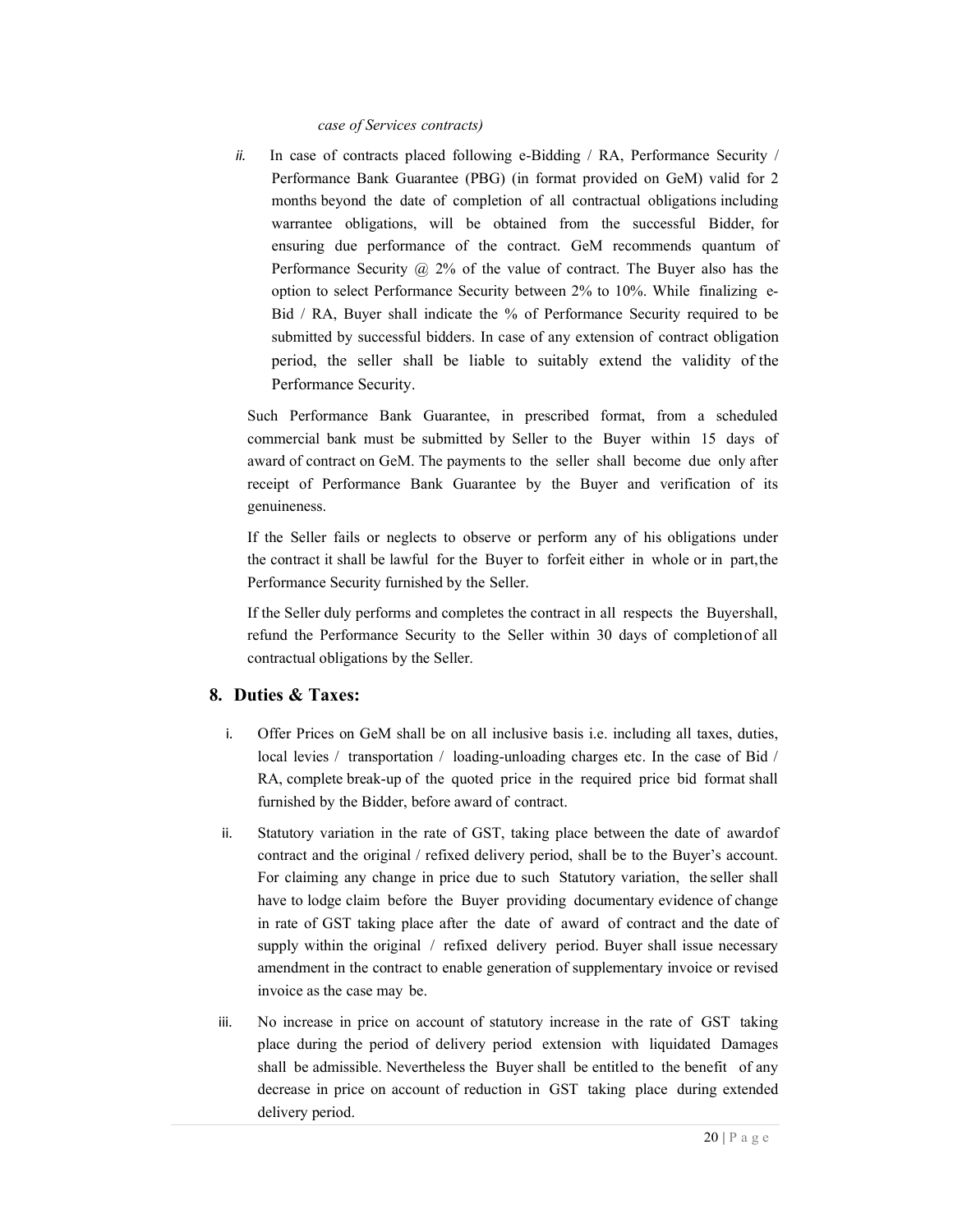*case of Services contracts)*

*ii.* In case of contracts placed following e-Bidding / RA, Performance Security / Performance Bank Guarantee (PBG) (in format provided on GeM) valid for 2 months beyond the date of completion of all contractual obligations including warrantee obligations, will be obtained from the successful Bidder, for ensuring due performance of the contract. GeM recommends quantum of Performance Security @ 2% of the value of contract. The Buyer also has the option to select Performance Security between 2% to 10%. While finalizing e-Bid / RA, Buyer shall indicate the % of Performance Security required to be submitted by successful bidders. In case of any extension of contract obligation period, the seller shall be liable to suitably extend the validity of the Performance Security.

Such Performance Bank Guarantee, in prescribed format, from a scheduled commercial bank must be submitted by Seller to the Buyer within 15 days of award of contract on GeM. The payments to the seller shall become due only after receipt of Performance Bank Guarantee by the Buyer and verification of its genuineness.

If the Seller fails or neglects to observe or perform any of his obligations under the contract it shall be lawful for the Buyer to forfeit either in whole or in part, the Performance Security furnished by the Seller.

If the Seller duly performs and completes the contract in all respects the Buyer shall, refund the Performance Security to the Seller within 30 days of completion of all contractual obligations by the Seller.

## 8. Duties & Taxes:

i. Offer Prices on GeM shall be on all inclusive basis i.e. including all taxes, duties, local levies / transportation / loading-unloading charges etc. In the case of Bid / RA, complete break-up of the quoted price in the required price bid format shall furnished by the Bidder, before award of contract.

ii. Statutory variation in the rate of GST, taking place between the date of award of contract and the original / refixed delivery period, shall be to the Buyer's account. For claiming any change in price due to such Statutory variation, the seller shall have to lodge claim before the Buyer providing documentary evidence of change in rate of GST taking place after the date of award of contract and the date of supply within the original / refixed delivery period. Buyer shall issue necessary amendment in the contract to enable generation of supplementary invoice or revised invoice as the case may be.

iii. No increase in price on account of statutory increase in the rate of GST taking place during the period of delivery period extension with liquidated Damages shall be admissible. Nevertheless the Buyer shall be entitled to the benefit of any decrease in price on account of reduction in GST taking place during extended delivery period.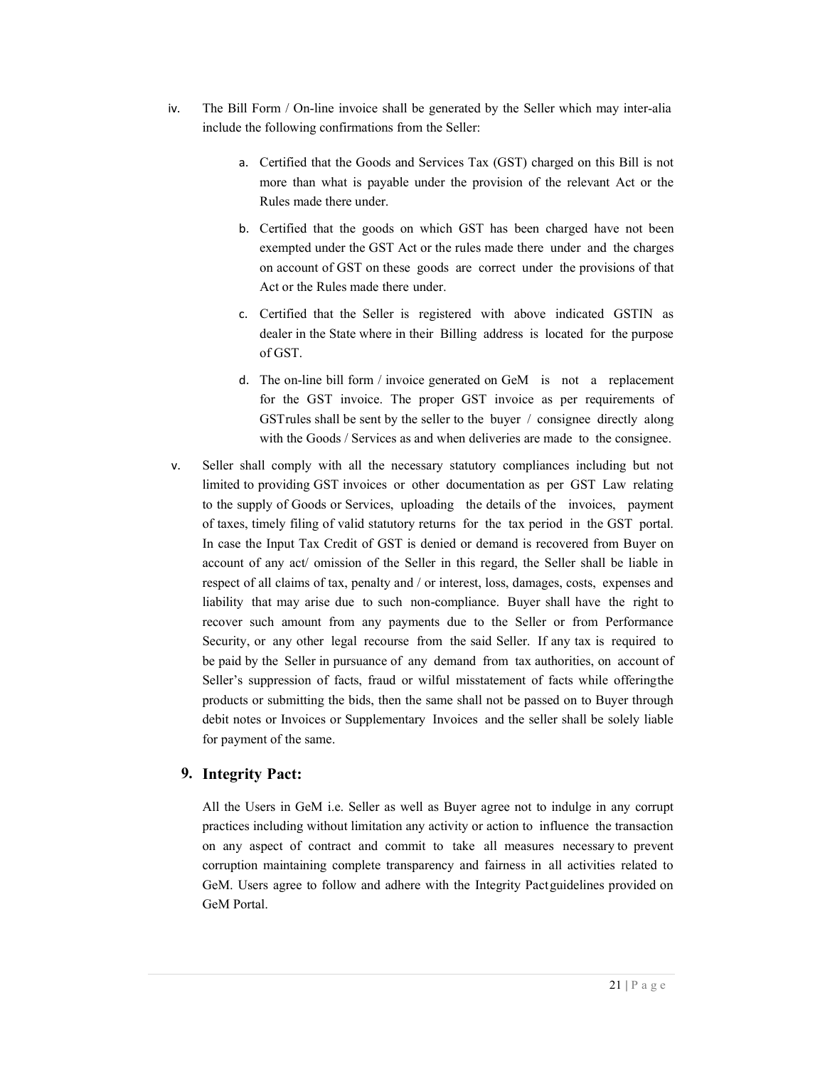iv. The Bill Form / On-line invoice shall be generated by the Seller which may inter-alia include the following confirmations from the Seller:

   a. Certified that the Goods and Services Tax (GST) charged on this Bill is not more than what is payable under the provision of the relevant Act or the Rules made there under.

   b. Certified that the goods on which GST has been charged have not been exempted under the GST Act or the rules made there under and the charges on account of GST on these goods are correct under the provisions of that Act or the Rules made there under.

   c. Certified that the Seller is registered with above indicated GSTIN as dealer in the State where in their Billing address is located for the purpose of GST.

   d. The on-line bill form / invoice generated on GeM is not a replacement for the GST invoice. The proper GST invoice as per requirements of GSTrules shall be sent by the seller to the buyer / consignee directly along with the Goods / Services as and when deliveries are made to the consignee.

v. Seller shall comply with all the necessary statutory compliances including but not limited to providing GST invoices or other documentation as per GST Law relating to the supply of Goods or Services, uploading the details of the invoices, payment of taxes, timely filing of valid statutory returns for the tax period in the GST portal. In case the Input Tax Credit of GST is denied or demand is recovered from Buyer on account of any act/ omission of the Seller in this regard, the Seller shall be liable in respect of all claims of tax, penalty and / or interest, loss, damages, costs, expenses and liability that may arise due to such non-compliance. Buyer shall have the right to recover such amount from any payments due to the Seller or from Performance Security, or any other legal recourse from the said Seller. If any tax is required to be paid by the Seller in pursuance of any demand from tax authorities, on account of Seller's suppression of facts, fraud or wilful misstatement of facts while offeringthe products or submitting the bids, then the same shall not be passed on to Buyer through debit notes or Invoices or Supplementary Invoices and the seller shall be solely liable for payment of the same.

## 9. Integrity Pact:

All the Users in GeM i.e. Seller as well as Buyer agree not to indulge in any corrupt practices including without limitation any activity or action to influence the transaction on any aspect of contract and commit to take all measures necessary to prevent corruption maintaining complete transparency and fairness in all activities related to GeM. Users agree to follow and adhere with the Integrity Pactguidelines provided on GeM Portal.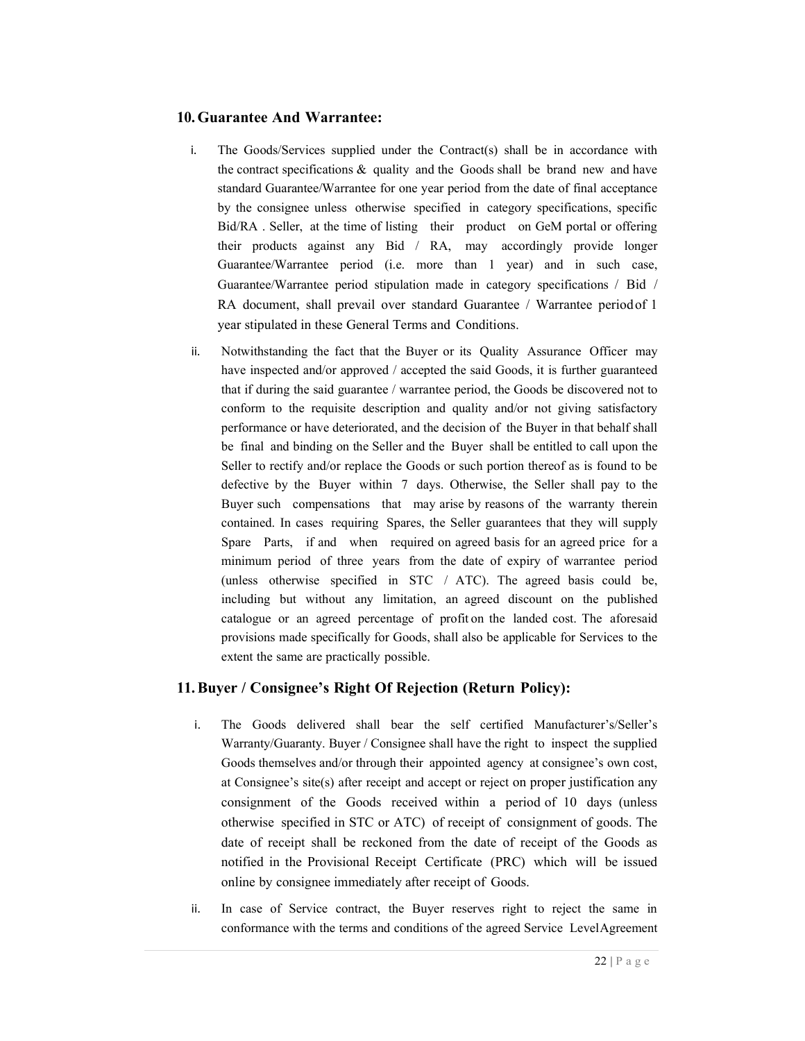## 10. Guarantee And Warrantee:

i. The Goods/Services supplied under the Contract(s) shall be in accordance with the contract specifications & quality and the Goods shall be brand new and have standard Guarantee/Warrantee for one year period from the date of final acceptance by the consignee unless otherwise specified in category specifications, specific Bid/RA . Seller, at the time of listing their product on GeM portal or offering their products against any Bid / RA, may accordingly provide longer Guarantee/Warrantee period (i.e. more than 1 year) and in such case, Guarantee/Warrantee period stipulation made in category specifications / Bid / RA document, shall prevail over standard Guarantee / Warrantee period of 1 year stipulated in these General Terms and Conditions.

ii. Notwithstanding the fact that the Buyer or its Quality Assurance Officer may have inspected and/or approved / accepted the said Goods, it is further guaranteed that if during the said guarantee / warrantee period, the Goods be discovered not to conform to the requisite description and quality and/or not giving satisfactory performance or have deteriorated, and the decision of the Buyer in that behalf shall be final and binding on the Seller and the Buyer shall be entitled to call upon the Seller to rectify and/or replace the Goods or such portion thereof as is found to be defective by the Buyer within 7 days. Otherwise, the Seller shall pay to the Buyer such compensations that may arise by reasons of the warranty therein contained. In cases requiring Spares, the Seller guarantees that they will supply Spare Parts, if and when required on agreed basis for an agreed price for a minimum period of three years from the date of expiry of warrantee period (unless otherwise specified in STC / ATC). The agreed basis could be, including but without any limitation, an agreed discount on the published catalogue or an agreed percentage of profit on the landed cost. The aforesaid provisions made specifically for Goods, shall also be applicable for Services to the extent the same are practically possible.

## 11. Buyer / Consignee's Right Of Rejection (Return Policy):

i. The Goods delivered shall bear the self certified Manufacturer's/Seller's Warranty/Guaranty. Buyer / Consignee shall have the right to inspect the supplied Goods themselves and/or through their appointed agency at consignee's own cost, at Consignee's site(s) after receipt and accept or reject on proper justification any consignment of the Goods received within a period of 10 days (unless otherwise specified in STC or ATC) of receipt of consignment of goods. The date of receipt shall be reckoned from the date of receipt of the Goods as notified in the Provisional Receipt Certificate (PRC) which will be issued online by consignee immediately after receipt of Goods.

ii. In case of Service contract, the Buyer reserves right to reject the same in conformance with the terms and conditions of the agreed Service Level Agreement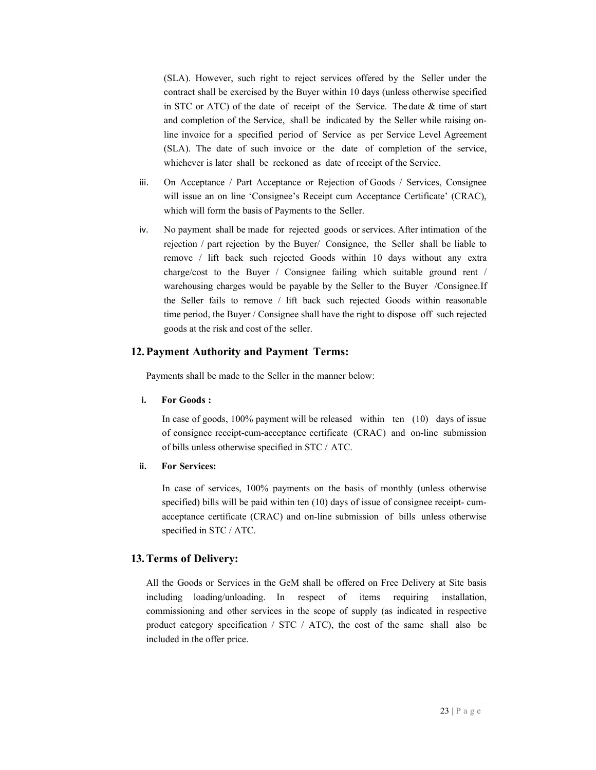(SLA). However, such right to reject services offered by the Seller under the contract shall be exercised by the Buyer within 10 days (unless otherwise specified in STC or ATC) of the date of receipt of the Service. The date & time of start and completion of the Service, shall be indicated by the Seller while raising on-line invoice for a specified period of Service as per Service Level Agreement (SLA). The date of such invoice or the date of completion of the service, whichever is later shall be reckoned as date of receipt of the Service.

iii. On Acceptance / Part Acceptance or Rejection of Goods / Services, Consignee will issue an on line 'Consignee's Receipt cum Acceptance Certificate' (CRAC), which will form the basis of Payments to the Seller.

iv. No payment shall be made for rejected goods or services. After intimation of the rejection / part rejection by the Buyer/ Consignee, the Seller shall be liable to remove / lift back such rejected Goods within 10 days without any extra charge/cost to the Buyer / Consignee failing which suitable ground rent / warehousing charges would be payable by the Seller to the Buyer /Consignee.If the Seller fails to remove / lift back such rejected Goods within reasonable time period, the Buyer / Consignee shall have the right to dispose off such rejected goods at the risk and cost of the seller.

## 12. Payment Authority and Payment Terms:

Payments shall be made to the Seller in the manner below:

**i. For Goods :**

In case of goods, 100% payment will be released within ten (10) days of issue of consignee receipt-cum-acceptance certificate (CRAC) and on-line submission of bills unless otherwise specified in STC / ATC.

**ii. For Services:**

In case of services, 100% payments on the basis of monthly (unless otherwise specified) bills will be paid within ten (10) days of issue of consignee receipt- cum-acceptance certificate (CRAC) and on-line submission of bills unless otherwise specified in STC / ATC.

## 13. Terms of Delivery:

All the Goods or Services in the GeM shall be offered on Free Delivery at Site basis including loading/unloading. In respect of items requiring installation, commissioning and other services in the scope of supply (as indicated in respective product category specification / STC / ATC), the cost of the same shall also be included in the offer price.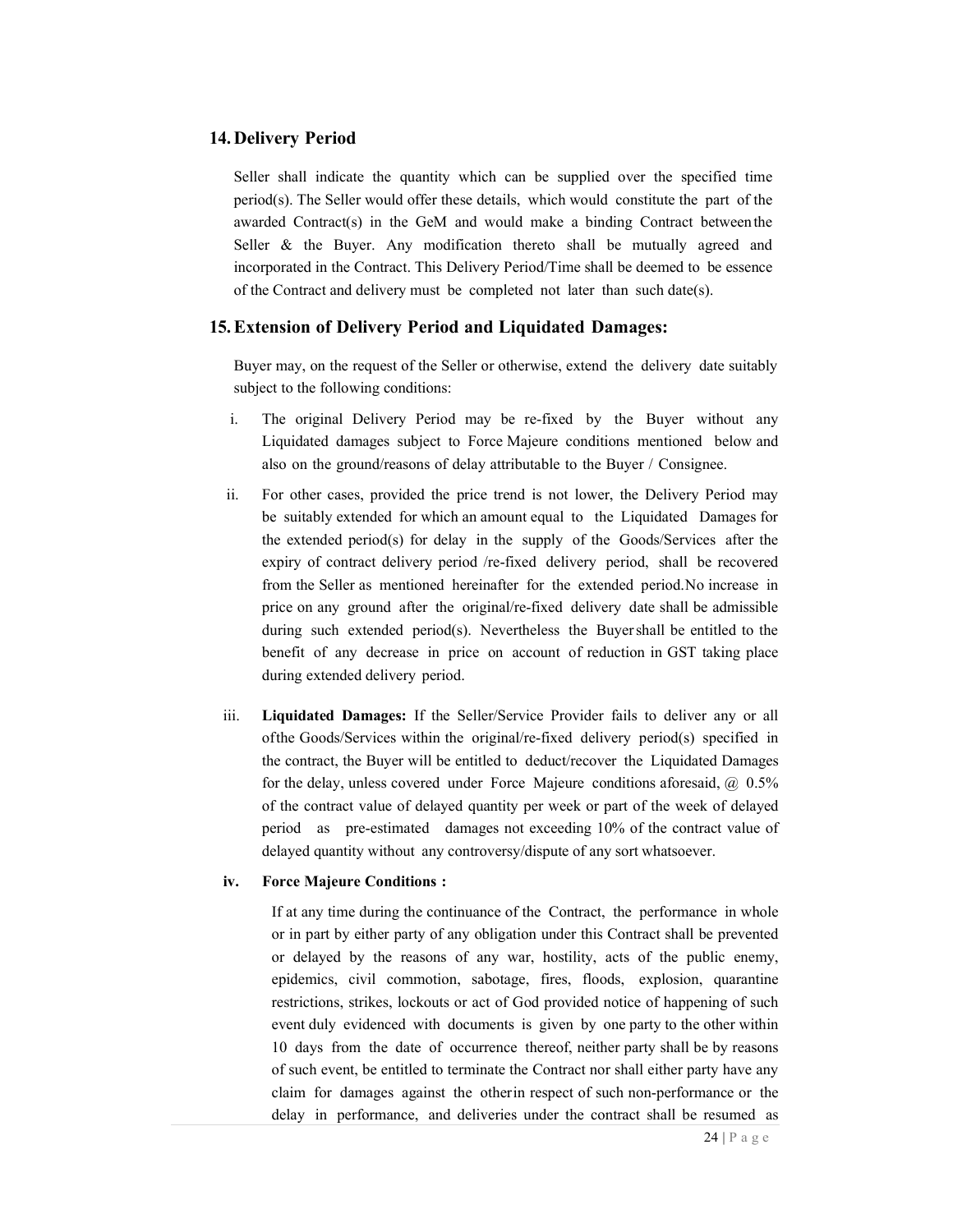## 14. Delivery Period

Seller shall indicate the quantity which can be supplied over the specified time period(s). The Seller would offer these details, which would constitute the part of the awarded Contract(s) in the GeM and would make a binding Contract between the Seller & the Buyer. Any modification thereto shall be mutually agreed and incorporated in the Contract. This Delivery Period/Time shall be deemed to be essence of the Contract and delivery must be completed not later than such date(s).

## 15. Extension of Delivery Period and Liquidated Damages:

Buyer may, on the request of the Seller or otherwise, extend the delivery date suitably subject to the following conditions:

i. The original Delivery Period may be re-fixed by the Buyer without any Liquidated damages subject to Force Majeure conditions mentioned below and also on the ground/reasons of delay attributable to the Buyer / Consignee.

ii. For other cases, provided the price trend is not lower, the Delivery Period may be suitably extended for which an amount equal to the Liquidated Damages for the extended period(s) for delay in the supply of the Goods/Services after the expiry of contract delivery period /re-fixed delivery period, shall be recovered from the Seller as mentioned hereinafter for the extended period.No increase in price on any ground after the original/re-fixed delivery date shall be admissible during such extended period(s). Nevertheless the Buyer shall be entitled to the benefit of any decrease in price on account of reduction in GST taking place during extended delivery period.

iii. **Liquidated Damages:** If the Seller/Service Provider fails to deliver any or all of the Goods/Services within the original/re-fixed delivery period(s) specified in the contract, the Buyer will be entitled to deduct/recover the Liquidated Damages for the delay, unless covered under Force Majeure conditions aforesaid, @ 0.5% of the contract value of delayed quantity per week or part of the week of delayed period as pre-estimated damages not exceeding 10% of the contract value of delayed quantity without any controversy/dispute of any sort whatsoever.

**iv. Force Majeure Conditions :**

If at any time during the continuance of the Contract, the performance in whole or in part by either party of any obligation under this Contract shall be prevented or delayed by the reasons of any war, hostility, acts of the public enemy, epidemics, civil commotion, sabotage, fires, floods, explosion, quarantine restrictions, strikes, lockouts or act of God provided notice of happening of such event duly evidenced with documents is given by one party to the other within 10 days from the date of occurrence thereof, neither party shall be by reasons of such event, be entitled to terminate the Contract nor shall either party have any claim for damages against the other in respect of such non-performance or the delay in performance, and deliveries under the contract shall be resumed as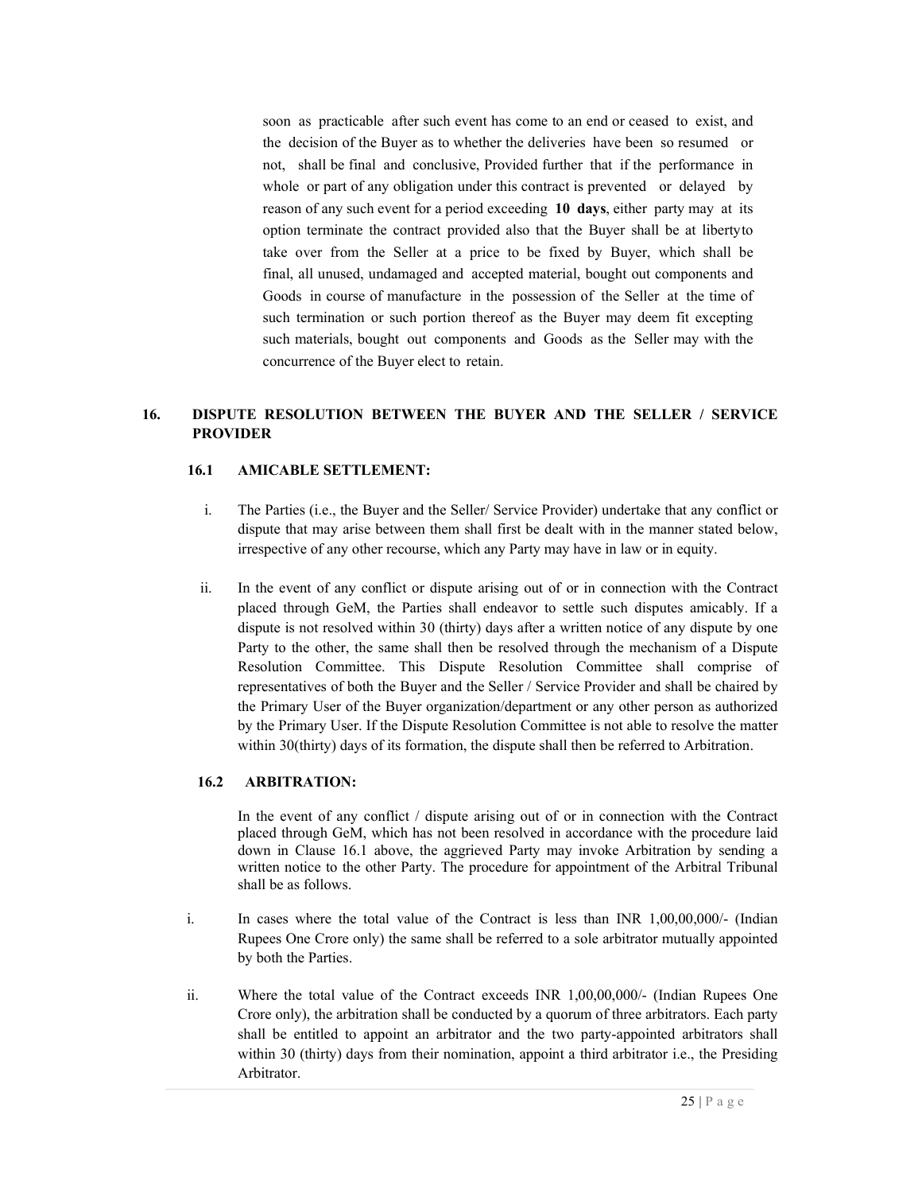soon as practicable after such event has come to an end or ceased to exist, and the decision of the Buyer as to whether the deliveries have been so resumed or not, shall be final and conclusive, Provided further that if the performance in whole or part of any obligation under this contract is prevented or delayed by reason of any such event for a period exceeding **10 days**, either party may at its option terminate the contract provided also that the Buyer shall be at liberty to take over from the Seller at a price to be fixed by Buyer, which shall be final, all unused, undamaged and accepted material, bought out components and Goods in course of manufacture in the possession of the Seller at the time of such termination or such portion thereof as the Buyer may deem fit excepting such materials, bought out components and Goods as the Seller may with the concurrence of the Buyer elect to retain.

## 16. DISPUTE RESOLUTION BETWEEN THE BUYER AND THE SELLER / SERVICE PROVIDER

### 16.1 AMICABLE SETTLEMENT:

i. The Parties (i.e., the Buyer and the Seller/ Service Provider) undertake that any conflict or dispute that may arise between them shall first be dealt with in the manner stated below, irrespective of any other recourse, which any Party may have in law or in equity.

ii. In the event of any conflict or dispute arising out of or in connection with the Contract placed through GeM, the Parties shall endeavor to settle such disputes amicably. If a dispute is not resolved within 30 (thirty) days after a written notice of any dispute by one Party to the other, the same shall then be resolved through the mechanism of a Dispute Resolution Committee. This Dispute Resolution Committee shall comprise of representatives of both the Buyer and the Seller / Service Provider and shall be chaired by the Primary User of the Buyer organization/department or any other person as authorized by the Primary User. If the Dispute Resolution Committee is not able to resolve the matter within 30(thirty) days of its formation, the dispute shall then be referred to Arbitration.

### 16.2 ARBITRATION:

In the event of any conflict / dispute arising out of or in connection with the Contract placed through GeM, which has not been resolved in accordance with the procedure laid down in Clause 16.1 above, the aggrieved Party may invoke Arbitration by sending a written notice to the other Party. The procedure for appointment of the Arbitral Tribunal shall be as follows.

i. In cases where the total value of the Contract is less than INR 1,00,00,000/- (Indian Rupees One Crore only) the same shall be referred to a sole arbitrator mutually appointed by both the Parties.

ii. Where the total value of the Contract exceeds INR 1,00,00,000/- (Indian Rupees One Crore only), the arbitration shall be conducted by a quorum of three arbitrators. Each party shall be entitled to appoint an arbitrator and the two party-appointed arbitrators shall within 30 (thirty) days from their nomination, appoint a third arbitrator i.e., the Presiding Arbitrator.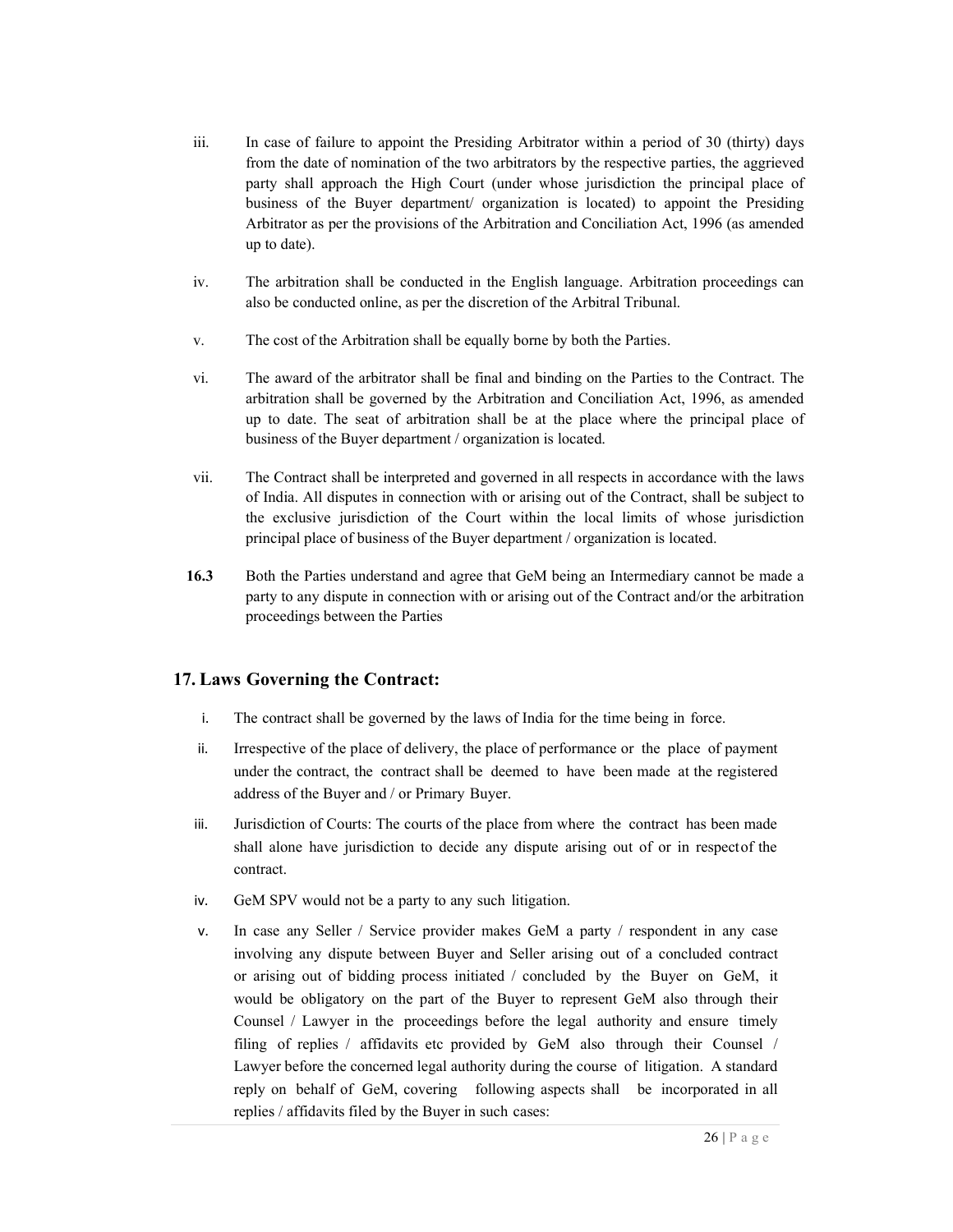iii. In case of failure to appoint the Presiding Arbitrator within a period of 30 (thirty) days from the date of nomination of the two arbitrators by the respective parties, the aggrieved party shall approach the High Court (under whose jurisdiction the principal place of business of the Buyer department/ organization is located) to appoint the Presiding Arbitrator as per the provisions of the Arbitration and Conciliation Act, 1996 (as amended up to date).

iv. The arbitration shall be conducted in the English language. Arbitration proceedings can also be conducted online, as per the discretion of the Arbitral Tribunal.

v. The cost of the Arbitration shall be equally borne by both the Parties.

vi. The award of the arbitrator shall be final and binding on the Parties to the Contract. The arbitration shall be governed by the Arbitration and Conciliation Act, 1996, as amended up to date. The seat of arbitration shall be at the place where the principal place of business of the Buyer department / organization is located.

vii. The Contract shall be interpreted and governed in all respects in accordance with the laws of India. All disputes in connection with or arising out of the Contract, shall be subject to the exclusive jurisdiction of the Court within the local limits of whose jurisdiction principal place of business of the Buyer department / organization is located.

**16.3** Both the Parties understand and agree that GeM being an Intermediary cannot be made a party to any dispute in connection with or arising out of the Contract and/or the arbitration proceedings between the Parties

## 17. Laws Governing the Contract:

i. The contract shall be governed by the laws of India for the time being in force.

ii. Irrespective of the place of delivery, the place of performance or the place of payment under the contract, the contract shall be deemed to have been made at the registered address of the Buyer and / or Primary Buyer.

iii. Jurisdiction of Courts: The courts of the place from where the contract has been made shall alone have jurisdiction to decide any dispute arising out of or in respect of the contract.

iv. GeM SPV would not be a party to any such litigation.

v. In case any Seller / Service provider makes GeM a party / respondent in any case involving any dispute between Buyer and Seller arising out of a concluded contract or arising out of bidding process initiated / concluded by the Buyer on GeM, it would be obligatory on the part of the Buyer to represent GeM also through their Counsel / Lawyer in the proceedings before the legal authority and ensure timely filing of replies / affidavits etc provided by GeM also through their Counsel / Lawyer before the concerned legal authority during the course of litigation. A standard reply on behalf of GeM, covering following aspects shall be incorporated in all replies / affidavits filed by the Buyer in such cases: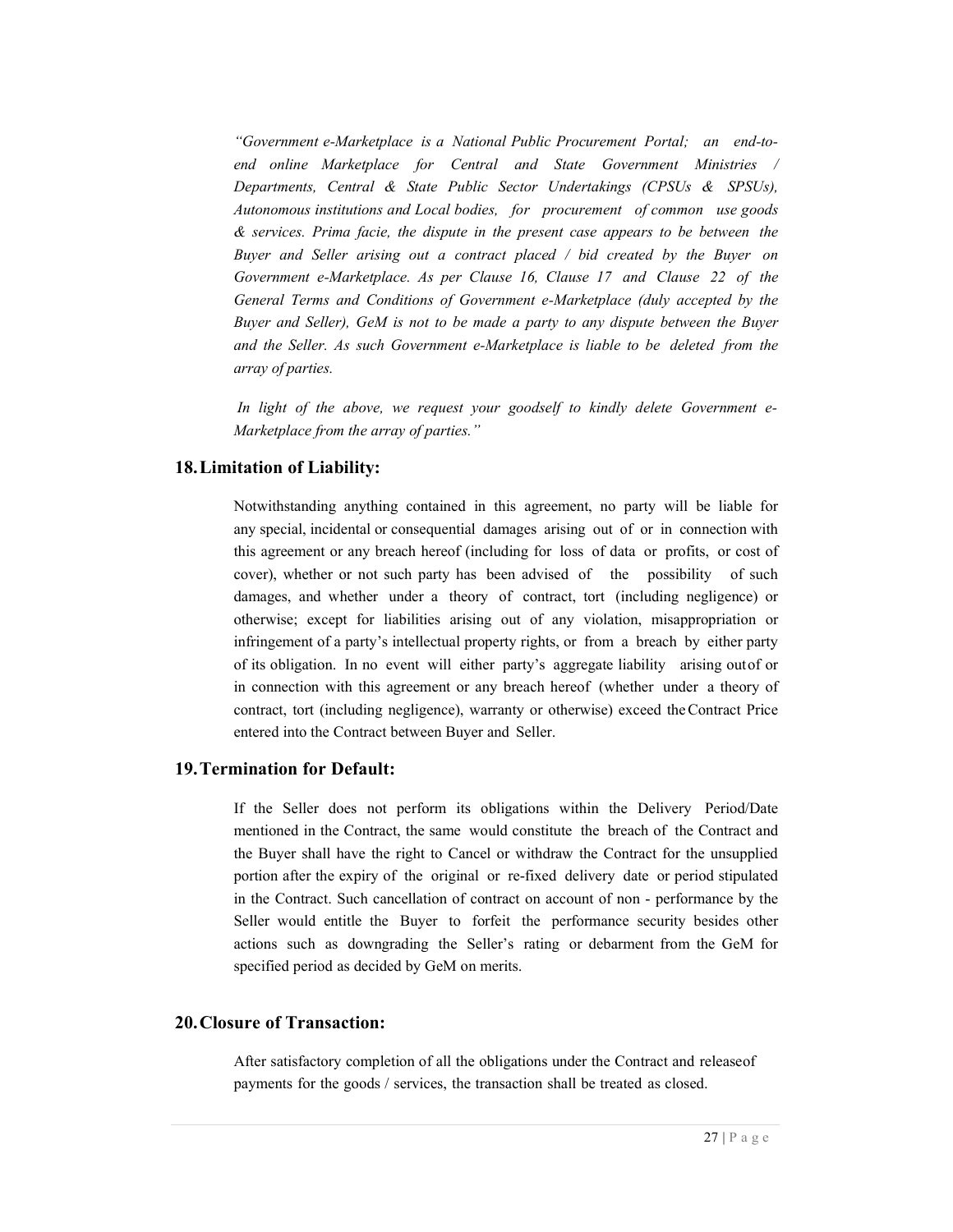*"Government e-Marketplace is a National Public Procurement Portal; an end-to-end online Marketplace for Central and State Government Ministries / Departments, Central & State Public Sector Undertakings (CPSUs & SPSUs), Autonomous institutions and Local bodies, for procurement of common use goods & services. Prima facie, the dispute in the present case appears to be between the Buyer and Seller arising out a contract placed / bid created by the Buyer on Government e-Marketplace. As per Clause 16, Clause 17 and Clause 22 of the General Terms and Conditions of Government e-Marketplace (duly accepted by the Buyer and Seller), GeM is not to be made a party to any dispute between the Buyer and the Seller. As such Government e-Marketplace is liable to be deleted from the array of parties.*

*In light of the above, we request your goodself to kindly delete Government e-Marketplace from the array of parties."*

## 18. Limitation of Liability:

Notwithstanding anything contained in this agreement, no party will be liable for any special, incidental or consequential damages arising out of or in connection with this agreement or any breach hereof (including for loss of data or profits, or cost of cover), whether or not such party has been advised of the possibility of such damages, and whether under a theory of contract, tort (including negligence) or otherwise; except for liabilities arising out of any violation, misappropriation or infringement of a party's intellectual property rights, or from a breach by either party of its obligation. In no event will either party's aggregate liability arising out of or in connection with this agreement or any breach hereof (whether under a theory of contract, tort (including negligence), warranty or otherwise) exceed the Contract Price entered into the Contract between Buyer and Seller.

## 19. Termination for Default:

If the Seller does not perform its obligations within the Delivery Period/Date mentioned in the Contract, the same would constitute the breach of the Contract and the Buyer shall have the right to Cancel or withdraw the Contract for the unsupplied portion after the expiry of the original or re-fixed delivery date or period stipulated in the Contract. Such cancellation of contract on account of non - performance by the Seller would entitle the Buyer to forfeit the performance security besides other actions such as downgrading the Seller's rating or debarment from the GeM for specified period as decided by GeM on merits.

## 20. Closure of Transaction:

After satisfactory completion of all the obligations under the Contract and release of payments for the goods / services, the transaction shall be treated as closed.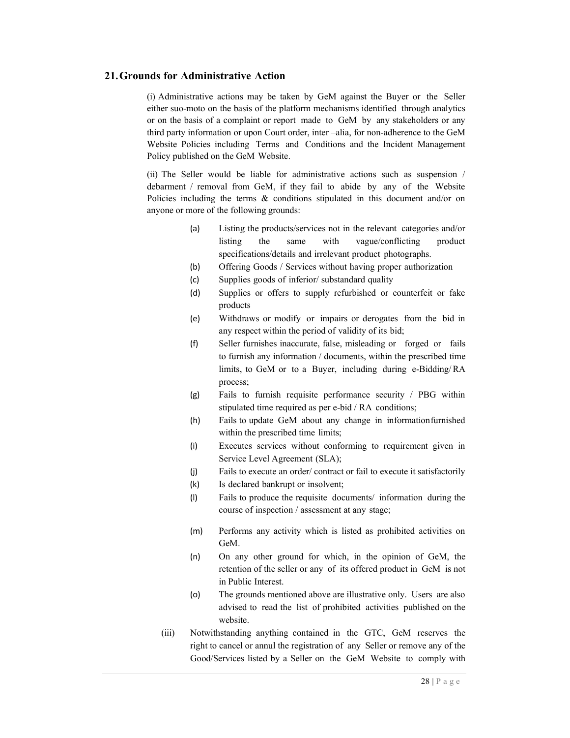## 21. Grounds for Administrative Action

(i) Administrative actions may be taken by GeM against the Buyer or the Seller either suo-moto on the basis of the platform mechanisms identified through analytics or on the basis of a complaint or report made to GeM by any stakeholders or any third party information or upon Court order, inter –alia, for non-adherence to the GeM Website Policies including Terms and Conditions and the Incident Management Policy published on the GeM Website.

(ii) The Seller would be liable for administrative actions such as suspension / debarment / removal from GeM, if they fail to abide by any of the Website Policies including the terms & conditions stipulated in this document and/or on anyone or more of the following grounds:

- (a) Listing the products/services not in the relevant categories and/or listing the same with vague/conflicting product specifications/details and irrelevant product photographs.
- (b) Offering Goods / Services without having proper authorization
- (c) Supplies goods of inferior/ substandard quality
- (d) Supplies or offers to supply refurbished or counterfeit or fake products
- (e) Withdraws or modify or impairs or derogates from the bid in any respect within the period of validity of its bid;
- (f) Seller furnishes inaccurate, false, misleading or forged or fails to furnish any information / documents, within the prescribed time limits, to GeM or to a Buyer, including during e-Bidding/ RA process;
- (g) Fails to furnish requisite performance security / PBG within stipulated time required as per e-bid / RA conditions;
- (h) Fails to update GeM about any change in information furnished within the prescribed time limits;
- (i) Executes services without conforming to requirement given in Service Level Agreement (SLA);
- (j) Fails to execute an order/ contract or fail to execute it satisfactorily
- (k) Is declared bankrupt or insolvent;
- (l) Fails to produce the requisite documents/ information during the course of inspection / assessment at any stage;
- (m) Performs any activity which is listed as prohibited activities on GeM.
- (n) On any other ground for which, in the opinion of GeM, the retention of the seller or any of its offered product in GeM is not in Public Interest.
- (o) The grounds mentioned above are illustrative only. Users are also advised to read the list of prohibited activities published on the website.

(iii) Notwithstanding anything contained in the GTC, GeM reserves the right to cancel or annul the registration of any Seller or remove any of the Good/Services listed by a Seller on the GeM Website to comply with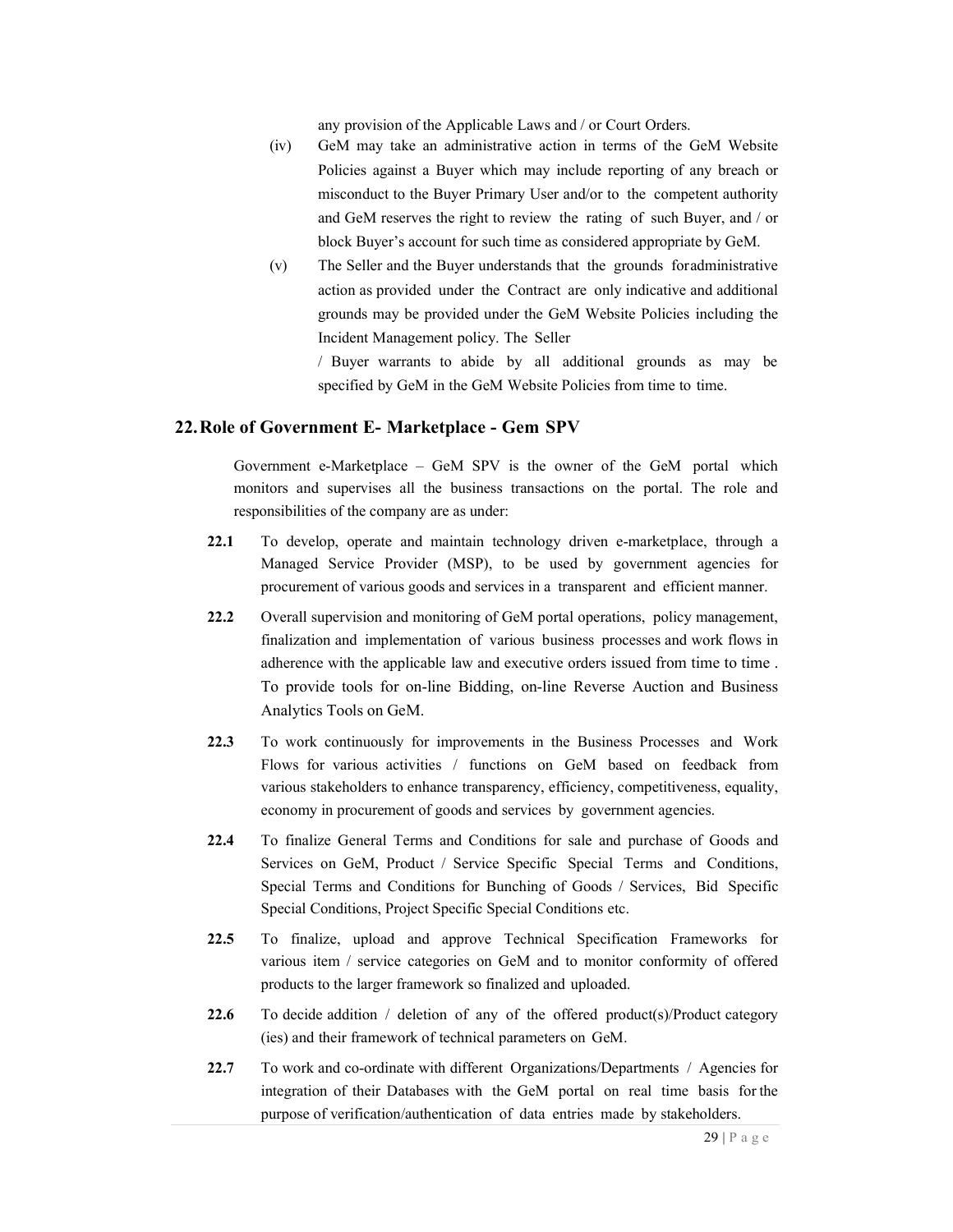any provision of the Applicable Laws and / or Court Orders.

(iv) GeM may take an administrative action in terms of the GeM Website Policies against a Buyer which may include reporting of any breach or misconduct to the Buyer Primary User and/or to the competent authority and GeM reserves the right to review the rating of such Buyer, and / or block Buyer's account for such time as considered appropriate by GeM.

(v) The Seller and the Buyer understands that the grounds for administrative action as provided under the Contract are only indicative and additional grounds may be provided under the GeM Website Policies including the Incident Management policy. The Seller / Buyer warrants to abide by all additional grounds as may be specified by GeM in the GeM Website Policies from time to time.

## 22. Role of Government E- Marketplace - Gem SPV

Government e-Marketplace – GeM SPV is the owner of the GeM portal which monitors and supervises all the business transactions on the portal. The role and responsibilities of the company are as under:

**22.1** To develop, operate and maintain technology driven e-marketplace, through a Managed Service Provider (MSP), to be used by government agencies for procurement of various goods and services in a transparent and efficient manner.

**22.2** Overall supervision and monitoring of GeM portal operations, policy management, finalization and implementation of various business processes and work flows in adherence with the applicable law and executive orders issued from time to time . To provide tools for on-line Bidding, on-line Reverse Auction and Business Analytics Tools on GeM.

**22.3** To work continuously for improvements in the Business Processes and Work Flows for various activities / functions on GeM based on feedback from various stakeholders to enhance transparency, efficiency, competitiveness, equality, economy in procurement of goods and services by government agencies.

**22.4** To finalize General Terms and Conditions for sale and purchase of Goods and Services on GeM, Product / Service Specific Special Terms and Conditions, Special Terms and Conditions for Bunching of Goods / Services, Bid Specific Special Conditions, Project Specific Special Conditions etc.

**22.5** To finalize, upload and approve Technical Specification Frameworks for various item / service categories on GeM and to monitor conformity of offered products to the larger framework so finalized and uploaded.

**22.6** To decide addition / deletion of any of the offered product(s)/Product category (ies) and their framework of technical parameters on GeM.

**22.7** To work and co-ordinate with different Organizations/Departments / Agencies for integration of their Databases with the GeM portal on real time basis for the purpose of verification/authentication of data entries made by stakeholders.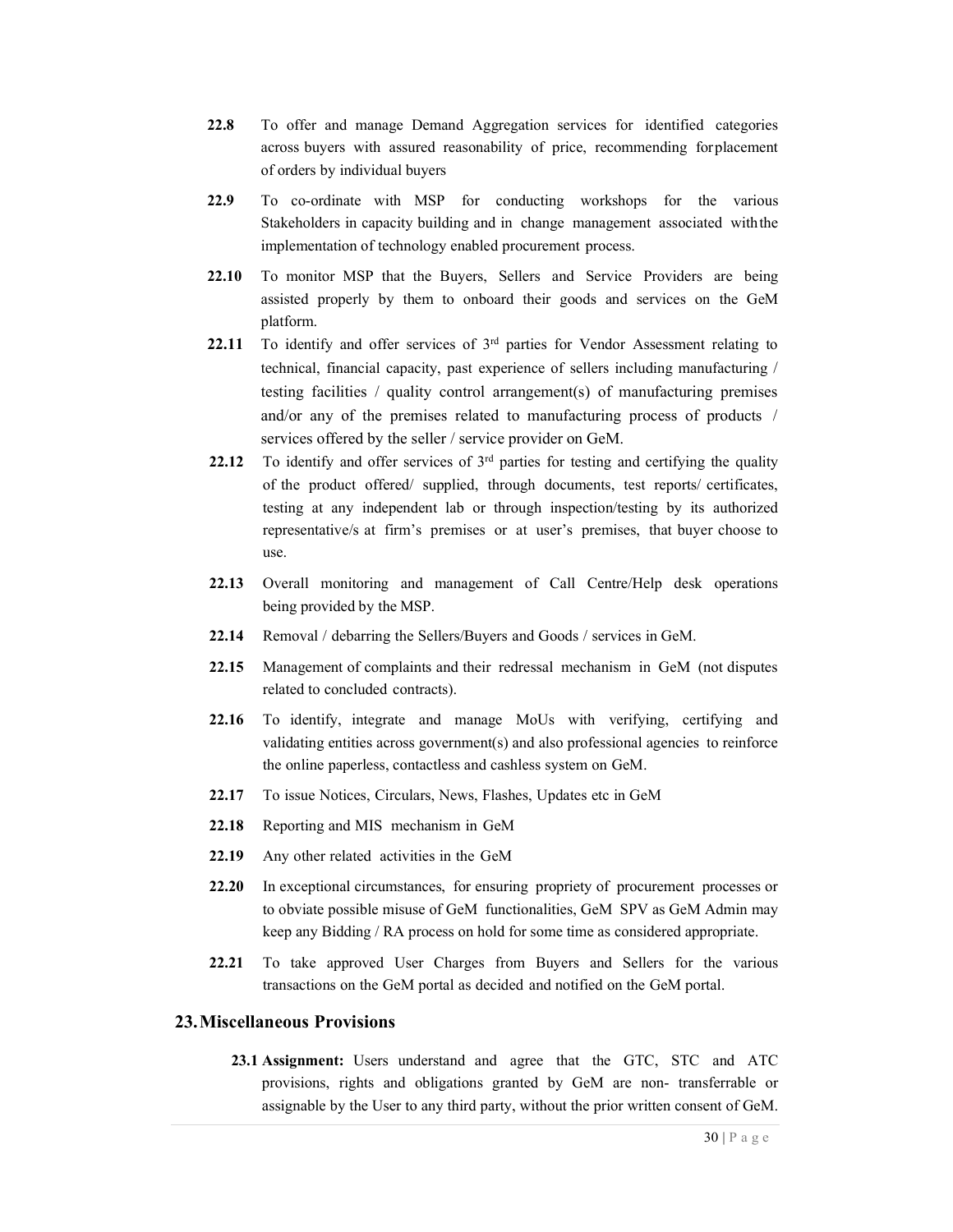**22.8** To offer and manage Demand Aggregation services for identified categories across buyers with assured reasonability of price, recommending for placement of orders by individual buyers

**22.9** To co-ordinate with MSP for conducting workshops for the various Stakeholders in capacity building and in change management associated with the implementation of technology enabled procurement process.

**22.10** To monitor MSP that the Buyers, Sellers and Service Providers are being assisted properly by them to onboard their goods and services on the GeM platform.

**22.11** To identify and offer services of 3rd parties for Vendor Assessment relating to technical, financial capacity, past experience of sellers including manufacturing / testing facilities / quality control arrangement(s) of manufacturing premises and/or any of the premises related to manufacturing process of products / services offered by the seller / service provider on GeM.

**22.12** To identify and offer services of 3rd parties for testing and certifying the quality of the product offered/ supplied, through documents, test reports/ certificates, testing at any independent lab or through inspection/testing by its authorized representative/s at firm's premises or at user's premises, that buyer choose to use.

**22.13** Overall monitoring and management of Call Centre/Help desk operations being provided by the MSP.

**22.14** Removal / debarring the Sellers/Buyers and Goods / services in GeM.

**22.15** Management of complaints and their redressal mechanism in GeM (not disputes related to concluded contracts).

**22.16** To identify, integrate and manage MoUs with verifying, certifying and validating entities across government(s) and also professional agencies to reinforce the online paperless, contactless and cashless system on GeM.

**22.17** To issue Notices, Circulars, News, Flashes, Updates etc in GeM

**22.18** Reporting and MIS mechanism in GeM

**22.19** Any other related activities in the GeM

**22.20** In exceptional circumstances, for ensuring propriety of procurement processes or to obviate possible misuse of GeM functionalities, GeM SPV as GeM Admin may keep any Bidding / RA process on hold for some time as considered appropriate.

**22.21** To take approved User Charges from Buyers and Sellers for the various transactions on the GeM portal as decided and notified on the GeM portal.

## 23. Miscellaneous Provisions

**23.1 Assignment:** Users understand and agree that the GTC, STC and ATC provisions, rights and obligations granted by GeM are non- transferrable or assignable by the User to any third party, without the prior written consent of GeM.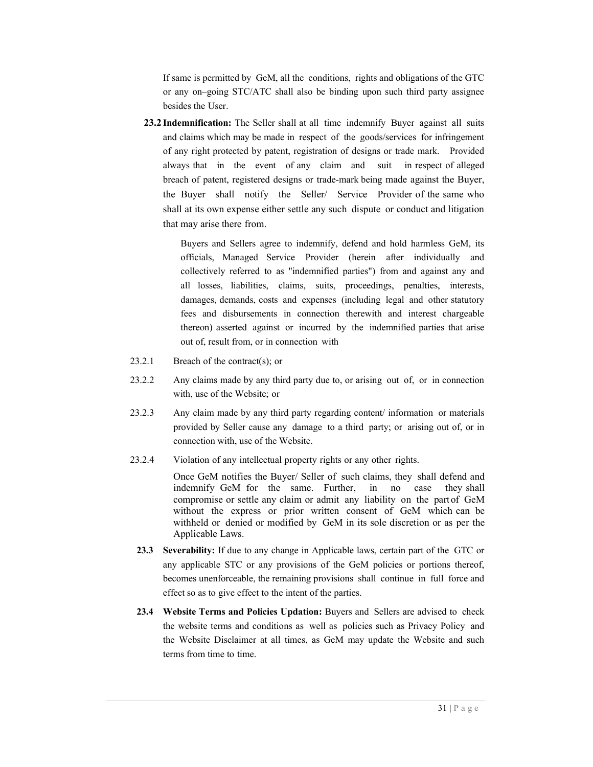If same is permitted by GeM, all the conditions, rights and obligations of the GTC or any on–going STC/ATC shall also be binding upon such third party assignee besides the User.

**23.2 Indemnification:** The Seller shall at all time indemnify Buyer against all suits and claims which may be made in respect of the goods/services for infringement of any right protected by patent, registration of designs or trade mark. Provided always that in the event of any claim and suit in respect of alleged breach of patent, registered designs or trade-mark being made against the Buyer, the Buyer shall notify the Seller/ Service Provider of the same who shall at its own expense either settle any such dispute or conduct and litigation that may arise there from.

Buyers and Sellers agree to indemnify, defend and hold harmless GeM, its officials, Managed Service Provider (herein after individually and collectively referred to as "indemnified parties") from and against any and all losses, liabilities, claims, suits, proceedings, penalties, interests, damages, demands, costs and expenses (including legal and other statutory fees and disbursements in connection therewith and interest chargeable thereon) asserted against or incurred by the indemnified parties that arise out of, result from, or in connection with

23.2.1 Breach of the contract(s); or

23.2.2 Any claims made by any third party due to, or arising out of, or in connection with, use of the Website; or

23.2.3 Any claim made by any third party regarding content/ information or materials provided by Seller cause any damage to a third party; or arising out of, or in connection with, use of the Website.

23.2.4 Violation of any intellectual property rights or any other rights.

Once GeM notifies the Buyer/ Seller of such claims, they shall defend and indemnify GeM for the same. Further, in no case they shall compromise or settle any claim or admit any liability on the part of GeM without the express or prior written consent of GeM which can be withheld or denied or modified by GeM in its sole discretion or as per the Applicable Laws.

**23.3 Severability:** If due to any change in Applicable laws, certain part of the GTC or any applicable STC or any provisions of the GeM policies or portions thereof, becomes unenforceable, the remaining provisions shall continue in full force and effect so as to give effect to the intent of the parties.

**23.4 Website Terms and Policies Updation:** Buyers and Sellers are advised to check the website terms and conditions as well as policies such as Privacy Policy and the Website Disclaimer at all times, as GeM may update the Website and such terms from time to time.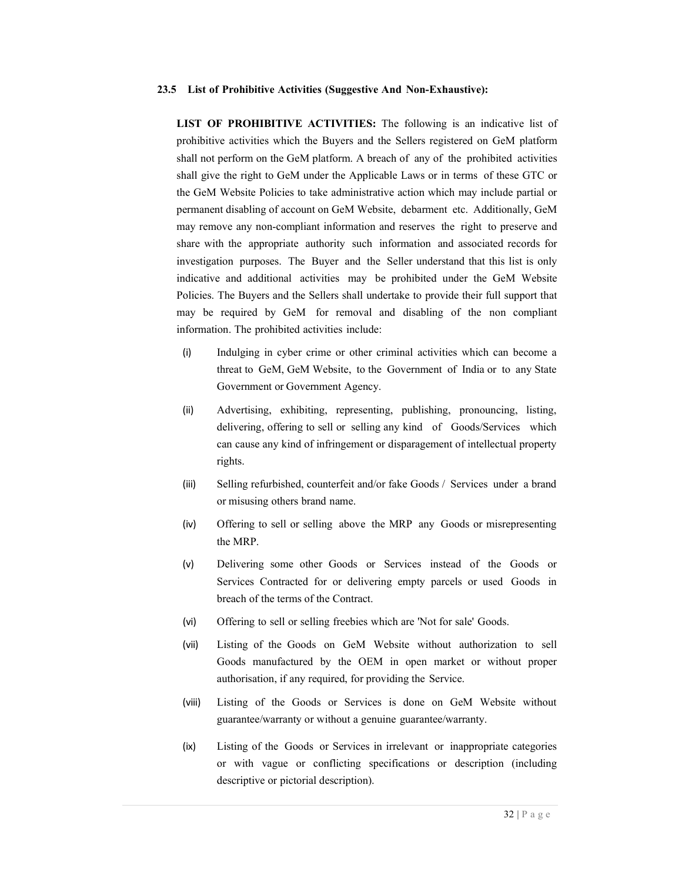### 23.5 List of Prohibitive Activities (Suggestive And Non-Exhaustive):

**LIST OF PROHIBITIVE ACTIVITIES:** The following is an indicative list of prohibitive activities which the Buyers and the Sellers registered on GeM platform shall not perform on the GeM platform. A breach of any of the prohibited activities shall give the right to GeM under the Applicable Laws or in terms of these GTC or the GeM Website Policies to take administrative action which may include partial or permanent disabling of account on GeM Website, debarment etc. Additionally, GeM may remove any non-compliant information and reserves the right to preserve and share with the appropriate authority such information and associated records for investigation purposes. The Buyer and the Seller understand that this list is only indicative and additional activities may be prohibited under the GeM Website Policies. The Buyers and the Sellers shall undertake to provide their full support that may be required by GeM for removal and disabling of the non compliant information. The prohibited activities include:

(i) Indulging in cyber crime or other criminal activities which can become a threat to GeM, GeM Website, to the Government of India or to any State Government or Government Agency.

(ii) Advertising, exhibiting, representing, publishing, pronouncing, listing, delivering, offering to sell or selling any kind of Goods/Services which can cause any kind of infringement or disparagement of intellectual property rights.

(iii) Selling refurbished, counterfeit and/or fake Goods / Services under a brand or misusing others brand name.

(iv) Offering to sell or selling above the MRP any Goods or misrepresenting the MRP.

(v) Delivering some other Goods or Services instead of the Goods or Services Contracted for or delivering empty parcels or used Goods in breach of the terms of the Contract.

(vi) Offering to sell or selling freebies which are 'Not for sale' Goods.

(vii) Listing of the Goods on GeM Website without authorization to sell Goods manufactured by the OEM in open market or without proper authorisation, if any required, for providing the Service.

(viii) Listing of the Goods or Services is done on GeM Website without guarantee/warranty or without a genuine guarantee/warranty.

(ix) Listing of the Goods or Services in irrelevant or inappropriate categories or with vague or conflicting specifications or description (including descriptive or pictorial description).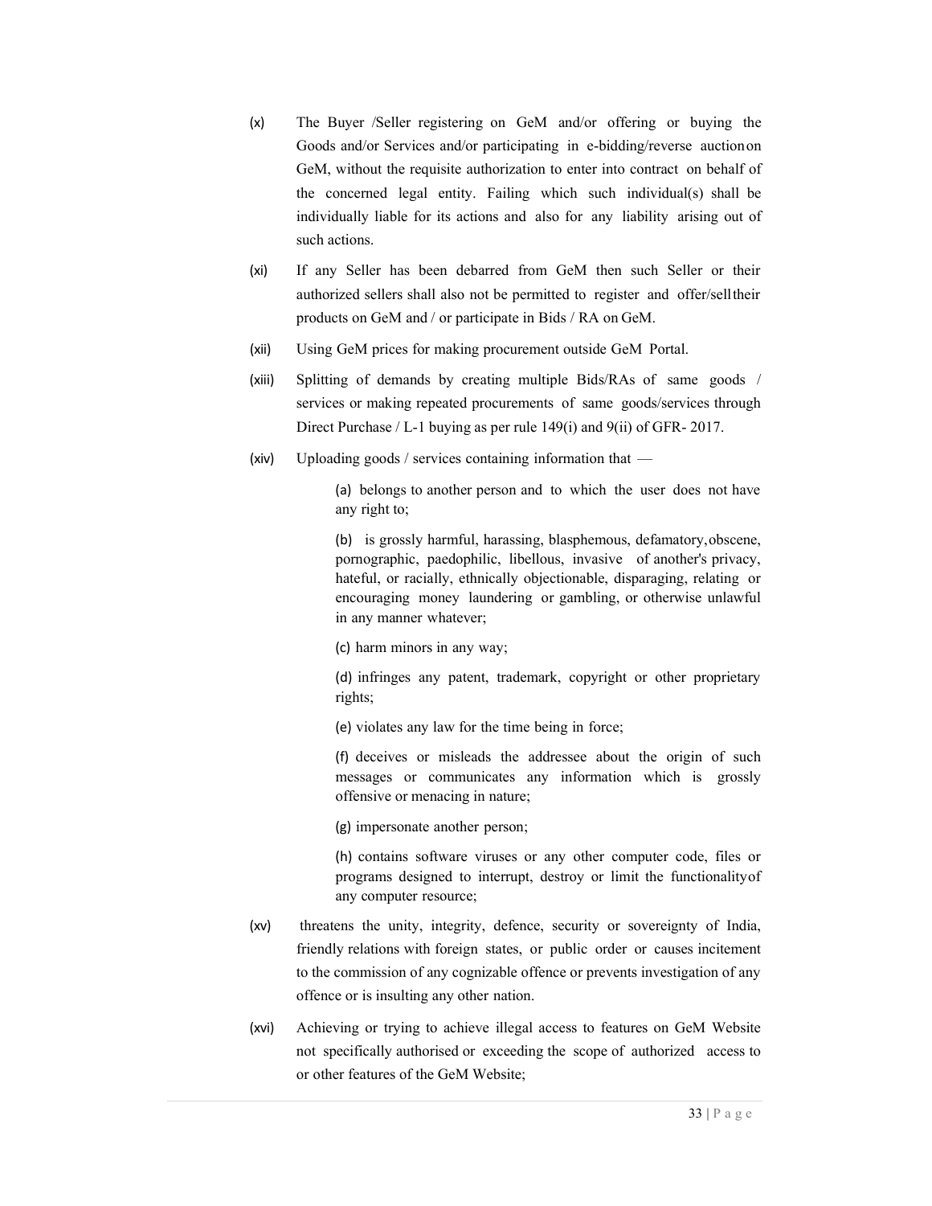(x) The Buyer /Seller registering on GeM and/or offering or buying the Goods and/or Services and/or participating in e-bidding/reverse auction on GeM, without the requisite authorization to enter into contract on behalf of the concerned legal entity. Failing which such individual(s) shall be individually liable for its actions and also for any liability arising out of such actions.

(xi) If any Seller has been debarred from GeM then such Seller or their authorized sellers shall also not be permitted to register and offer/sell their products on GeM and / or participate in Bids / RA on GeM.

(xii) Using GeM prices for making procurement outside GeM Portal.

(xiii) Splitting of demands by creating multiple Bids/RAs of same goods / services or making repeated procurements of same goods/services through Direct Purchase / L-1 buying as per rule 149(i) and 9(ii) of GFR- 2017.

(xiv) Uploading goods / services containing information that —

(a) belongs to another person and to which the user does not have any right to;

(b) is grossly harmful, harassing, blasphemous, defamatory, obscene, pornographic, paedophilic, libellous, invasive of another's privacy, hateful, or racially, ethnically objectionable, disparaging, relating or encouraging money laundering or gambling, or otherwise unlawful in any manner whatever;

(c) harm minors in any way;

(d) infringes any patent, trademark, copyright or other proprietary rights;

(e) violates any law for the time being in force;

(f) deceives or misleads the addressee about the origin of such messages or communicates any information which is grossly offensive or menacing in nature;

(g) impersonate another person;

(h) contains software viruses or any other computer code, files or programs designed to interrupt, destroy or limit the functionality of any computer resource;

(xv) threatens the unity, integrity, defence, security or sovereignty of India, friendly relations with foreign states, or public order or causes incitement to the commission of any cognizable offence or prevents investigation of any offence or is insulting any other nation.

(xvi) Achieving or trying to achieve illegal access to features on GeM Website not specifically authorised or exceeding the scope of authorized access to or other features of the GeM Website;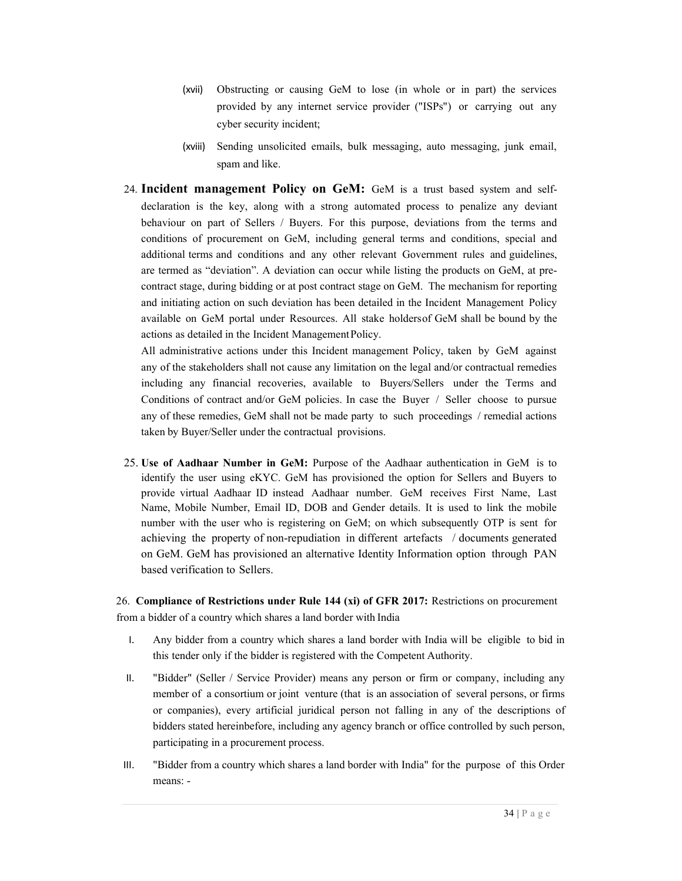(xvii) Obstructing or causing GeM to lose (in whole or in part) the services provided by any internet service provider ("ISPs") or carrying out any cyber security incident;

(xviii) Sending unsolicited emails, bulk messaging, auto messaging, junk email, spam and like.

24. **Incident management Policy on GeM:** GeM is a trust based system and self-declaration is the key, along with a strong automated process to penalize any deviant behaviour on part of Sellers / Buyers. For this purpose, deviations from the terms and conditions of procurement on GeM, including general terms and conditions, special and additional terms and conditions and any other relevant Government rules and guidelines, are termed as "deviation". A deviation can occur while listing the products on GeM, at pre-contract stage, during bidding or at post contract stage on GeM. The mechanism for reporting and initiating action on such deviation has been detailed in the Incident Management Policy available on GeM portal under Resources. All stake holdersof GeM shall be bound by the actions as detailed in the Incident Management Policy.

    All administrative actions under this Incident management Policy, taken by GeM against any of the stakeholders shall not cause any limitation on the legal and/or contractual remedies including any financial recoveries, available to Buyers/Sellers under the Terms and Conditions of contract and/or GeM policies. In case the Buyer / Seller choose to pursue any of these remedies, GeM shall not be made party to such proceedings / remedial actions taken by Buyer/Seller under the contractual provisions.

25. **Use of Aadhaar Number in GeM:** Purpose of the Aadhaar authentication in GeM is to identify the user using eKYC. GeM has provisioned the option for Sellers and Buyers to provide virtual Aadhaar ID instead Aadhaar number. GeM receives First Name, Last Name, Mobile Number, Email ID, DOB and Gender details. It is used to link the mobile number with the user who is registering on GeM; on which subsequently OTP is sent for achieving the property of non-repudiation in different artefacts / documents generated on GeM. GeM has provisioned an alternative Identity Information option through PAN based verification to Sellers.

26. **Compliance of Restrictions under Rule 144 (xi) of GFR 2017:** Restrictions on procurement from a bidder of a country which shares a land border with India

I. Any bidder from a country which shares a land border with India will be eligible to bid in this tender only if the bidder is registered with the Competent Authority.

II. "Bidder" (Seller / Service Provider) means any person or firm or company, including any member of a consortium or joint venture (that is an association of several persons, or firms or companies), every artificial juridical person not falling in any of the descriptions of bidders stated hereinbefore, including any agency branch or office controlled by such person, participating in a procurement process.

III. "Bidder from a country which shares a land border with India" for the purpose of this Order means: -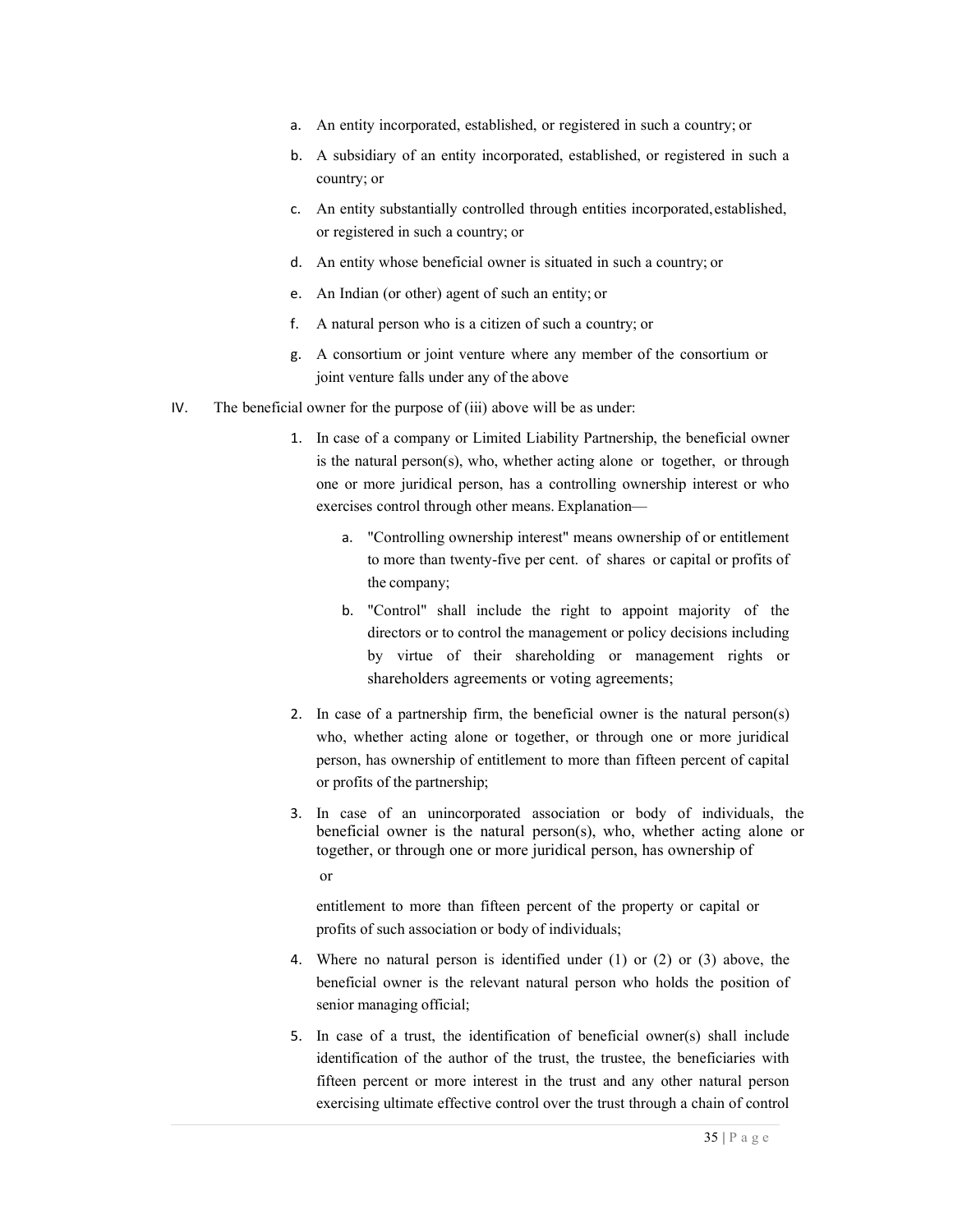a. An entity incorporated, established, or registered in such a country; or
b. A subsidiary of an entity incorporated, established, or registered in such a country; or
c. An entity substantially controlled through entities incorporated, established, or registered in such a country; or
d. An entity whose beneficial owner is situated in such a country; or
e. An Indian (or other) agent of such an entity; or
f. A natural person who is a citizen of such a country; or
g. A consortium or joint venture where any member of the consortium or joint venture falls under any of the above

IV. The beneficial owner for the purpose of (iii) above will be as under:

1. In case of a company or Limited Liability Partnership, the beneficial owner is the natural person(s), who, whether acting alone or together, or through one or more juridical person, has a controlling ownership interest or who exercises control through other means. Explanation—
   a. "Controlling ownership interest" means ownership of or entitlement to more than twenty-five per cent. of shares or capital or profits of the company;
   b. "Control" shall include the right to appoint majority of the directors or to control the management or policy decisions including by virtue of their shareholding or management rights or shareholders agreements or voting agreements;
2. In case of a partnership firm, the beneficial owner is the natural person(s) who, whether acting alone or together, or through one or more juridical person, has ownership of entitlement to more than fifteen percent of capital or profits of the partnership;
3. In case of an unincorporated association or body of individuals, the beneficial owner is the natural person(s), who, whether acting alone or together, or through one or more juridical person, has ownership of or entitlement to more than fifteen percent of the property or capital or profits of such association or body of individuals;
4. Where no natural person is identified under (1) or (2) or (3) above, the beneficial owner is the relevant natural person who holds the position of senior managing official;
5. In case of a trust, the identification of beneficial owner(s) shall include identification of the author of the trust, the trustee, the beneficiaries with fifteen percent or more interest in the trust and any other natural person exercising ultimate effective control over the trust through a chain of control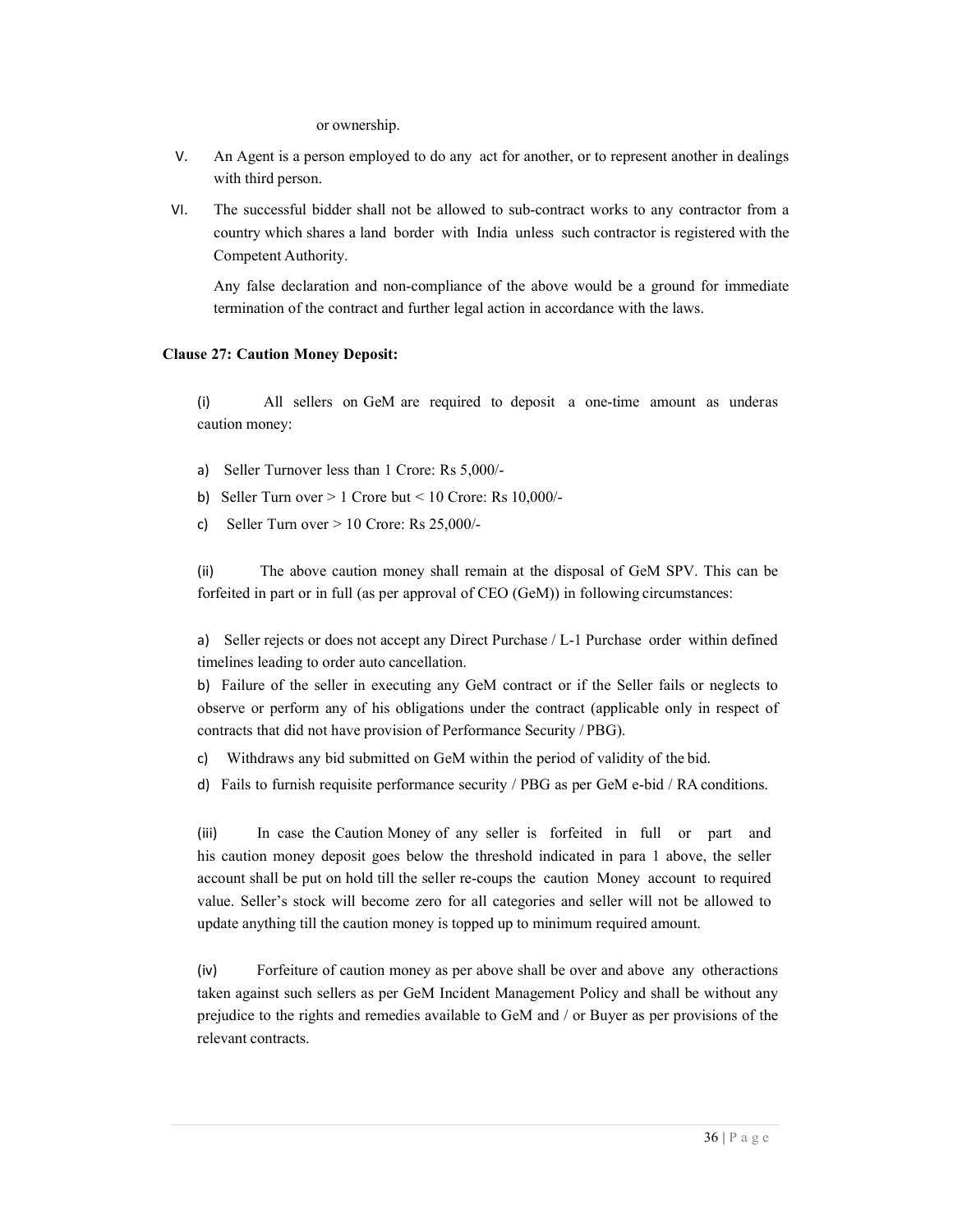or ownership.

V. An Agent is a person employed to do any act for another, or to represent another in dealings with third person.

VI. The successful bidder shall not be allowed to sub-contract works to any contractor from a country which shares a land border with India unless such contractor is registered with the Competent Authority.

Any false declaration and non-compliance of the above would be a ground for immediate termination of the contract and further legal action in accordance with the laws.

**Clause 27: Caution Money Deposit:**

(i) All sellers on GeM are required to deposit a one-time amount as underas caution money:

a) Seller Turnover less than 1 Crore: Rs 5,000/-

b) Seller Turn over > 1 Crore but < 10 Crore: Rs 10,000/-

c) Seller Turn over > 10 Crore: Rs 25,000/-

(ii) The above caution money shall remain at the disposal of GeM SPV. This can be forfeited in part or in full (as per approval of CEO (GeM)) in following circumstances:

a) Seller rejects or does not accept any Direct Purchase / L-1 Purchase order within defined timelines leading to order auto cancellation.

b) Failure of the seller in executing any GeM contract or if the Seller fails or neglects to observe or perform any of his obligations under the contract (applicable only in respect of contracts that did not have provision of Performance Security / PBG).

c) Withdraws any bid submitted on GeM within the period of validity of the bid.

d) Fails to furnish requisite performance security / PBG as per GeM e-bid / RA conditions.

(iii) In case the Caution Money of any seller is forfeited in full or part and his caution money deposit goes below the threshold indicated in para 1 above, the seller account shall be put on hold till the seller re-coups the caution Money account to required value. Seller's stock will become zero for all categories and seller will not be allowed to update anything till the caution money is topped up to minimum required amount.

(iv) Forfeiture of caution money as per above shall be over and above any otheractions taken against such sellers as per GeM Incident Management Policy and shall be without any prejudice to the rights and remedies available to GeM and / or Buyer as per provisions of the relevant contracts.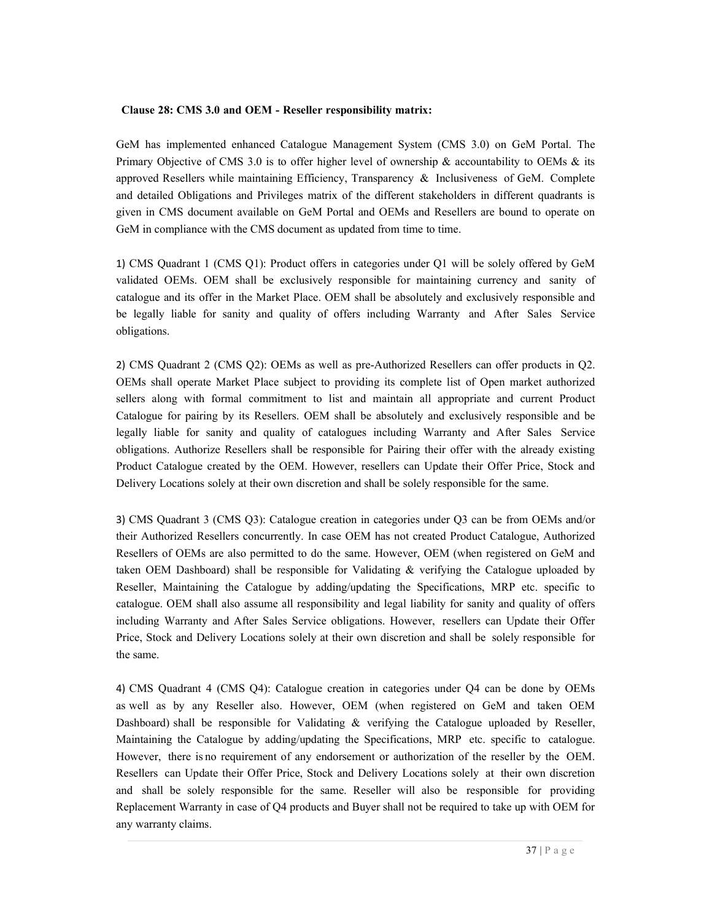**Clause 28: CMS 3.0 and OEM - Reseller responsibility matrix:**

GeM has implemented enhanced Catalogue Management System (CMS 3.0) on GeM Portal. The Primary Objective of CMS 3.0 is to offer higher level of ownership & accountability to OEMs & its approved Resellers while maintaining Efficiency, Transparency & Inclusiveness of GeM. Complete and detailed Obligations and Privileges matrix of the different stakeholders in different quadrants is given in CMS document available on GeM Portal and OEMs and Resellers are bound to operate on GeM in compliance with the CMS document as updated from time to time.

1) CMS Quadrant 1 (CMS Q1): Product offers in categories under Q1 will be solely offered by GeM validated OEMs. OEM shall be exclusively responsible for maintaining currency and sanity of catalogue and its offer in the Market Place. OEM shall be absolutely and exclusively responsible and be legally liable for sanity and quality of offers including Warranty and After Sales Service obligations.

2) CMS Quadrant 2 (CMS Q2): OEMs as well as pre-Authorized Resellers can offer products in Q2. OEMs shall operate Market Place subject to providing its complete list of Open market authorized sellers along with formal commitment to list and maintain all appropriate and current Product Catalogue for pairing by its Resellers. OEM shall be absolutely and exclusively responsible and be legally liable for sanity and quality of catalogues including Warranty and After Sales Service obligations. Authorize Resellers shall be responsible for Pairing their offer with the already existing Product Catalogue created by the OEM. However, resellers can Update their Offer Price, Stock and Delivery Locations solely at their own discretion and shall be solely responsible for the same.

3) CMS Quadrant 3 (CMS Q3): Catalogue creation in categories under Q3 can be from OEMs and/or their Authorized Resellers concurrently. In case OEM has not created Product Catalogue, Authorized Resellers of OEMs are also permitted to do the same. However, OEM (when registered on GeM and taken OEM Dashboard) shall be responsible for Validating & verifying the Catalogue uploaded by Reseller, Maintaining the Catalogue by adding/updating the Specifications, MRP etc. specific to catalogue. OEM shall also assume all responsibility and legal liability for sanity and quality of offers including Warranty and After Sales Service obligations. However, resellers can Update their Offer Price, Stock and Delivery Locations solely at their own discretion and shall be solely responsible for the same.

4) CMS Quadrant 4 (CMS Q4): Catalogue creation in categories under Q4 can be done by OEMs as well as by any Reseller also. However, OEM (when registered on GeM and taken OEM Dashboard) shall be responsible for Validating & verifying the Catalogue uploaded by Reseller, Maintaining the Catalogue by adding/updating the Specifications, MRP etc. specific to catalogue. However, there is no requirement of any endorsement or authorization of the reseller by the OEM. Resellers can Update their Offer Price, Stock and Delivery Locations solely at their own discretion and shall be solely responsible for the same. Reseller will also be responsible for providing Replacement Warranty in case of Q4 products and Buyer shall not be required to take up with OEM for any warranty claims.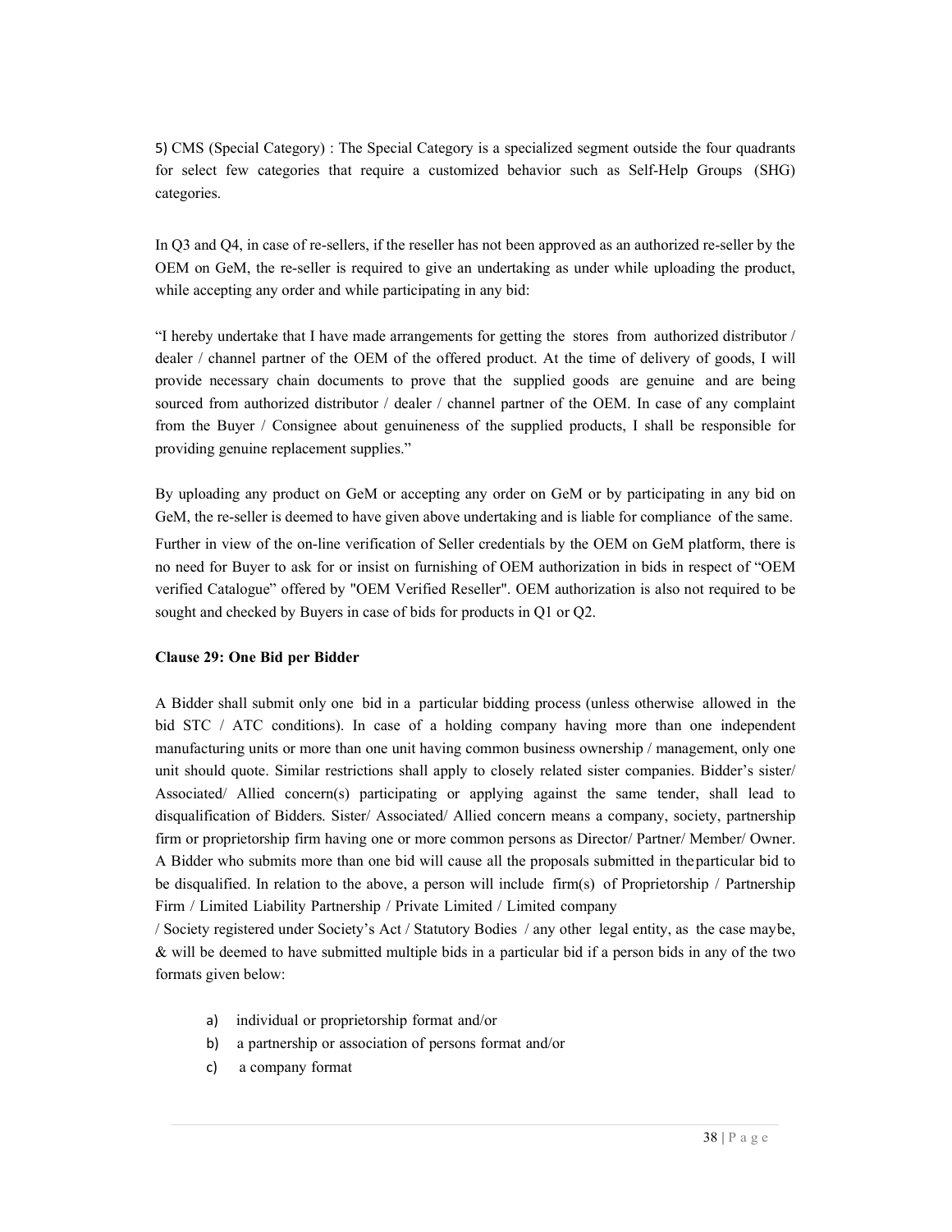5) CMS (Special Category) : The Special Category is a specialized segment outside the four quadrants for select few categories that require a customized behavior such as Self-Help Groups (SHG) categories.

In Q3 and Q4, in case of re-sellers, if the reseller has not been approved as an authorized re-seller by the OEM on GeM, the re-seller is required to give an undertaking as under while uploading the product, while accepting any order and while participating in any bid:

"I hereby undertake that I have made arrangements for getting the stores from authorized distributor / dealer / channel partner of the OEM of the offered product. At the time of delivery of goods, I will provide necessary chain documents to prove that the supplied goods are genuine and are being sourced from authorized distributor / dealer / channel partner of the OEM. In case of any complaint from the Buyer / Consignee about genuineness of the supplied products, I shall be responsible for providing genuine replacement supplies."

By uploading any product on GeM or accepting any order on GeM or by participating in any bid on GeM, the re-seller is deemed to have given above undertaking and is liable for compliance of the same.

Further in view of the on-line verification of Seller credentials by the OEM on GeM platform, there is no need for Buyer to ask for or insist on furnishing of OEM authorization in bids in respect of "OEM verified Catalogue" offered by "OEM Verified Reseller". OEM authorization is also not required to be sought and checked by Buyers in case of bids for products in Q1 or Q2.

**Clause 29: One Bid per Bidder**

A Bidder shall submit only one bid in a particular bidding process (unless otherwise allowed in the bid STC / ATC conditions). In case of a holding company having more than one independent manufacturing units or more than one unit having common business ownership / management, only one unit should quote. Similar restrictions shall apply to closely related sister companies. Bidder's sister/ Associated/ Allied concern(s) participating or applying against the same tender, shall lead to disqualification of Bidders. Sister/ Associated/ Allied concern means a company, society, partnership firm or proprietorship firm having one or more common persons as Director/ Partner/ Member/ Owner. A Bidder who submits more than one bid will cause all the proposals submitted in the particular bid to be disqualified. In relation to the above, a person will include firm(s) of Proprietorship / Partnership Firm / Limited Liability Partnership / Private Limited / Limited company / Society registered under Society's Act / Statutory Bodies / any other legal entity, as the case maybe, & will be deemed to have submitted multiple bids in a particular bid if a person bids in any of the two formats given below:

a) individual or proprietorship format and/or
b) a partnership or association of persons format and/or
c) a company format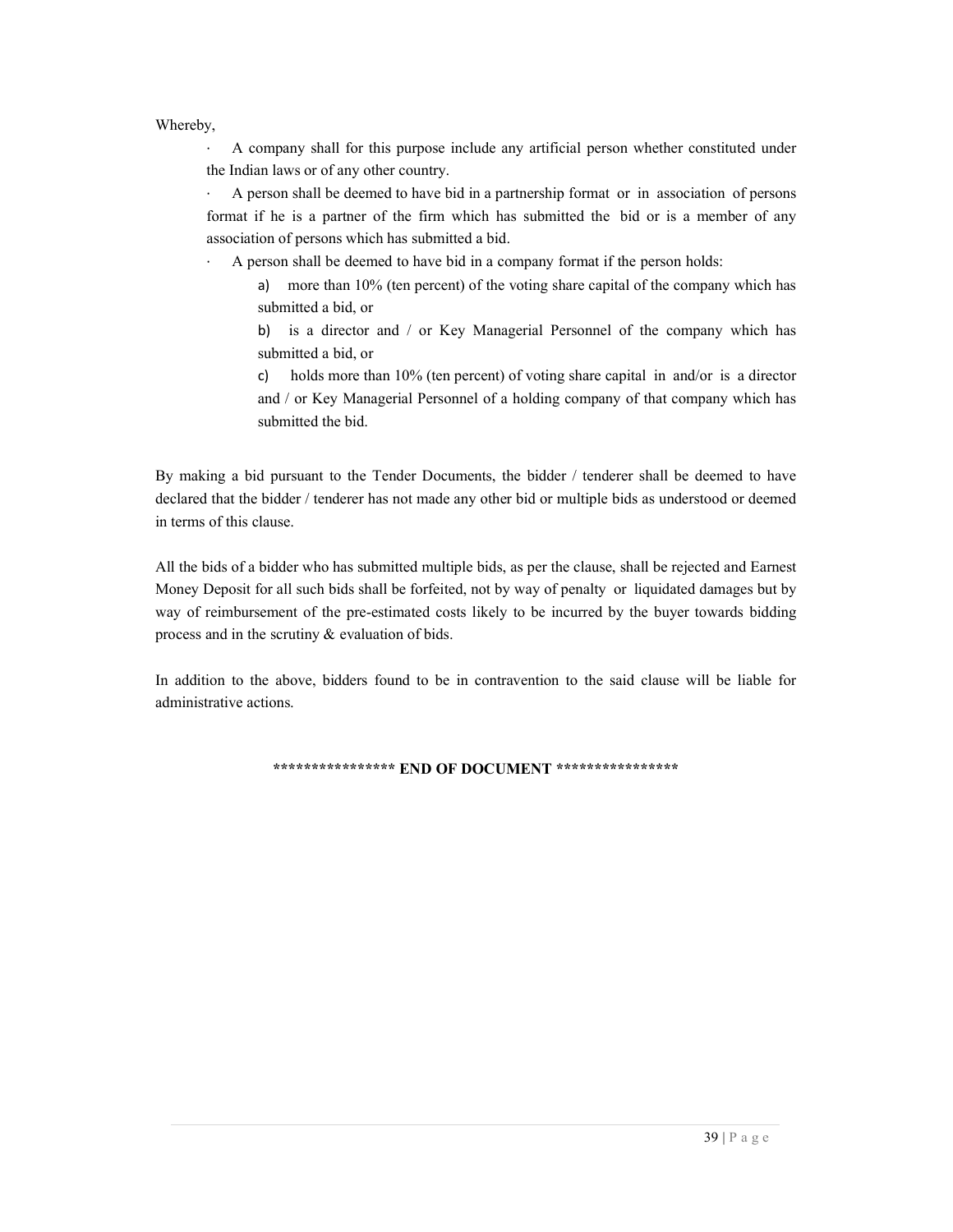Whereby,

- A company shall for this purpose include any artificial person whether constituted under the Indian laws or of any other country.
- A person shall be deemed to have bid in a partnership format or in association of persons format if he is a partner of the firm which has submitted the bid or is a member of any association of persons which has submitted a bid.
- A person shall be deemed to have bid in a company format if the person holds:

  a) more than 10% (ten percent) of the voting share capital of the company which has submitted a bid, or

  b) is a director and / or Key Managerial Personnel of the company which has submitted a bid, or

  c) holds more than 10% (ten percent) of voting share capital in and/or is a director and / or Key Managerial Personnel of a holding company of that company which has submitted the bid.

By making a bid pursuant to the Tender Documents, the bidder / tenderer shall be deemed to have declared that the bidder / tenderer has not made any other bid or multiple bids as understood or deemed in terms of this clause.

All the bids of a bidder who has submitted multiple bids, as per the clause, shall be rejected and Earnest Money Deposit for all such bids shall be forfeited, not by way of penalty or liquidated damages but by way of reimbursement of the pre-estimated costs likely to be incurred by the buyer towards bidding process and in the scrutiny & evaluation of bids.

In addition to the above, bidders found to be in contravention to the said clause will be liable for administrative actions.

**\*\*\*\*\*\*\*\*\*\*\*\*\*\*\*\* END OF DOCUMENT \*\*\*\*\*\*\*\*\*\*\*\*\*\*\*\***